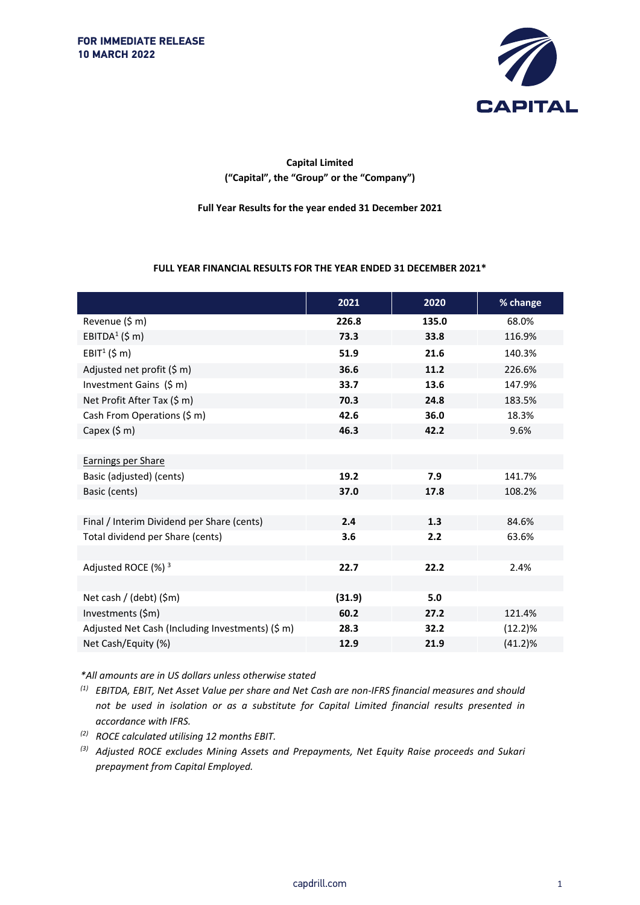**FOR IMMEDIATE RELEASE**
**10 MARCH 2022**

**Capital Limited**
**("Capital", the "Group" or the "Company")**

**Full Year Results for the year ended 31 December 2021**

**FULL YEAR FINANCIAL RESULTS FOR THE YEAR ENDED 31 DECEMBER 2021***

| | 2021 | 2020 | % change |
|---|---|---|---|
| Revenue ($ m) | **226.8** | **135.0** | 68.0% |
| EBITDA[1] ($ m) | **73.3** | **33.8** | 116.9% |
| EBIT[1] ($ m) | **51.9** | **21.6** | 140.3% |
| Adjusted net profit ($ m) | **36.6** | **11.2** | 226.6% |
| Investment Gains ($ m) | **33.7** | **13.6** | 147.9% |
| Net Profit After Tax ($ m) | **70.3** | **24.8** | 183.5% |
| Cash From Operations ($ m) | **42.6** | **36.0** | 18.3% |
| Capex ($ m) | **46.3** | **42.2** | 9.6% |
| | | | |
| Earnings per Share | | | |
| Basic (adjusted) (cents) | **19.2** | **7.9** | 141.7% |
| Basic (cents) | **37.0** | **17.8** | 108.2% |
| | | | |
| Final / Interim Dividend per Share (cents) | **2.4** | **1.3** | 84.6% |
| Total dividend per Share (cents) | **3.6** | **2.2** | 63.6% |
| | | | |
| Adjusted ROCE (%) [3] | **22.7** | **22.2** | 2.4% |
| | | | |
| Net cash / (debt) ($m) | **(31.9)** | **5.0** | |
| Investments ($m) | **60.2** | **27.2** | 121.4% |
| Adjusted Net Cash (Including Investments) ($ m) | **28.3** | **32.2** | (12.2)% |
| Net Cash/Equity (%) | **12.9** | **21.9** | (41.2)% |

*\*All amounts are in US dollars unless otherwise stated*

*(1) EBITDA, EBIT, Net Asset Value per share and Net Cash are non-IFRS financial measures and should not be used in isolation or as a substitute for Capital Limited financial results presented in accordance with IFRS.*

*(2) ROCE calculated utilising 12 months EBIT.*

*(3) Adjusted ROCE excludes Mining Assets and Prepayments, Net Equity Raise proceeds and Sukari prepayment from Capital Employed.*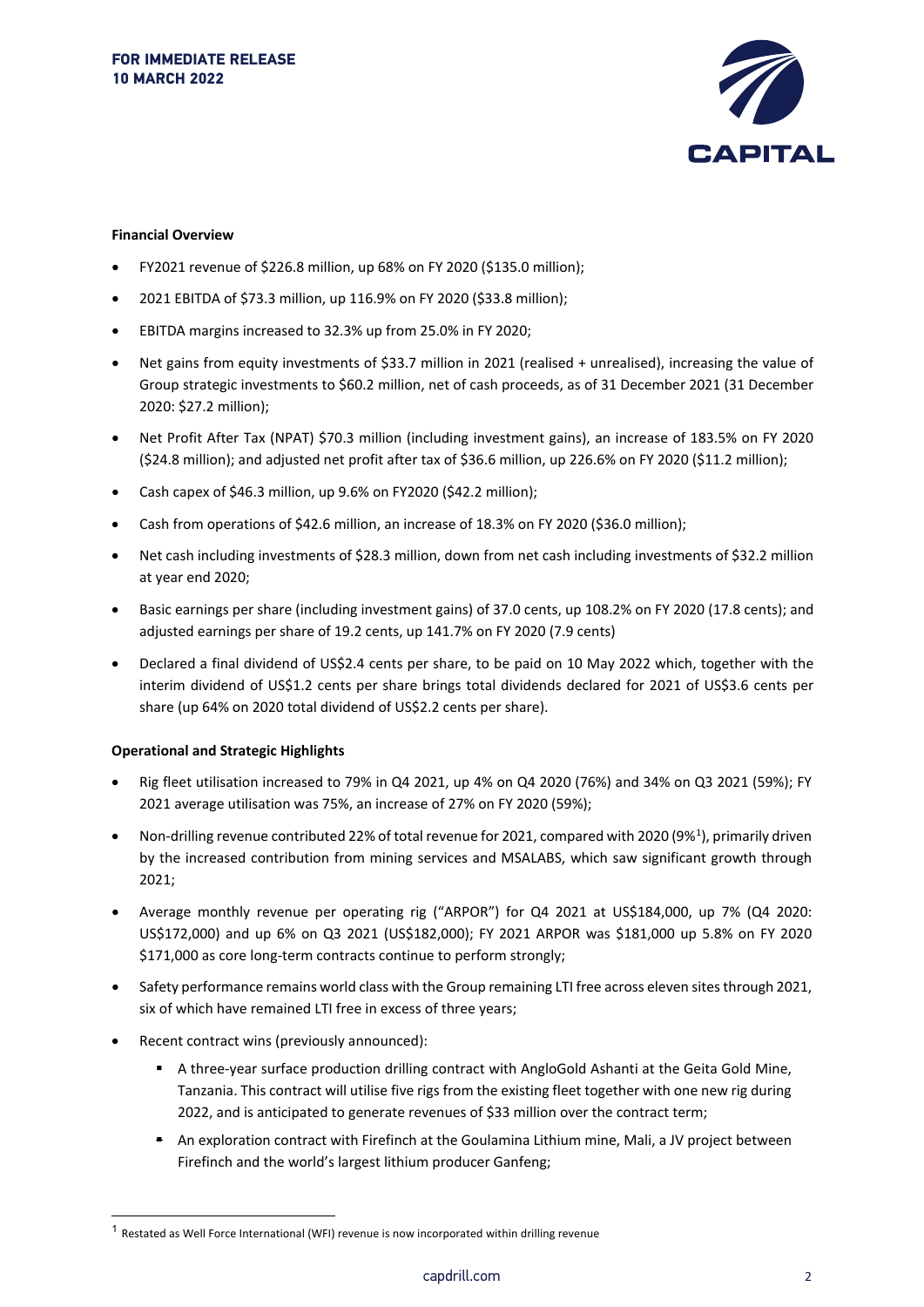**FOR IMMEDIATE RELEASE**
**10 MARCH 2022**

**Financial Overview**

- FY2021 revenue of $226.8 million, up 68% on FY 2020 ($135.0 million);
- 2021 EBITDA of $73.3 million, up 116.9% on FY 2020 ($33.8 million);
- EBITDA margins increased to 32.3% up from 25.0% in FY 2020;
- Net gains from equity investments of $33.7 million in 2021 (realised + unrealised), increasing the value of Group strategic investments to $60.2 million, net of cash proceeds, as of 31 December 2021 (31 December 2020: $27.2 million);
- Net Profit After Tax (NPAT) $70.3 million (including investment gains), an increase of 183.5% on FY 2020 ($24.8 million); and adjusted net profit after tax of $36.6 million, up 226.6% on FY 2020 ($11.2 million);
- Cash capex of $46.3 million, up 9.6% on FY2020 ($42.2 million);
- Cash from operations of $42.6 million, an increase of 18.3% on FY 2020 ($36.0 million);
- Net cash including investments of $28.3 million, down from net cash including investments of $32.2 million at year end 2020;
- Basic earnings per share (including investment gains) of 37.0 cents, up 108.2% on FY 2020 (17.8 cents); and adjusted earnings per share of 19.2 cents, up 141.7% on FY 2020 (7.9 cents)
- Declared a final dividend of US$2.4 cents per share, to be paid on 10 May 2022 which, together with the interim dividend of US$1.2 cents per share brings total dividends declared for 2021 of US$3.6 cents per share (up 64% on 2020 total dividend of US$2.2 cents per share).

**Operational and Strategic Highlights**

- Rig fleet utilisation increased to 79% in Q4 2021, up 4% on Q4 2020 (76%) and 34% on Q3 2021 (59%); FY 2021 average utilisation was 75%, an increase of 27% on FY 2020 (59%);
- Non-drilling revenue contributed 22% of total revenue for 2021, compared with 2020 (9%[1]), primarily driven by the increased contribution from mining services and MSALABS, which saw significant growth through 2021;
- Average monthly revenue per operating rig ("ARPOR") for Q4 2021 at US$184,000, up 7% (Q4 2020: US$172,000) and up 6% on Q3 2021 (US$182,000); FY 2021 ARPOR was $181,000 up 5.8% on FY 2020 $171,000 as core long-term contracts continue to perform strongly;
- Safety performance remains world class with the Group remaining LTI free across eleven sites through 2021, six of which have remained LTI free in excess of three years;
- Recent contract wins (previously announced):
  - A three-year surface production drilling contract with AngloGold Ashanti at the Geita Gold Mine, Tanzania. This contract will utilise five rigs from the existing fleet together with one new rig during 2022, and is anticipated to generate revenues of $33 million over the contract term;
  - An exploration contract with Firefinch at the Goulamina Lithium mine, Mali, a JV project between Firefinch and the world's largest lithium producer Ganfeng;

[1] Restated as Well Force International (WFI) revenue is now incorporated within drilling revenue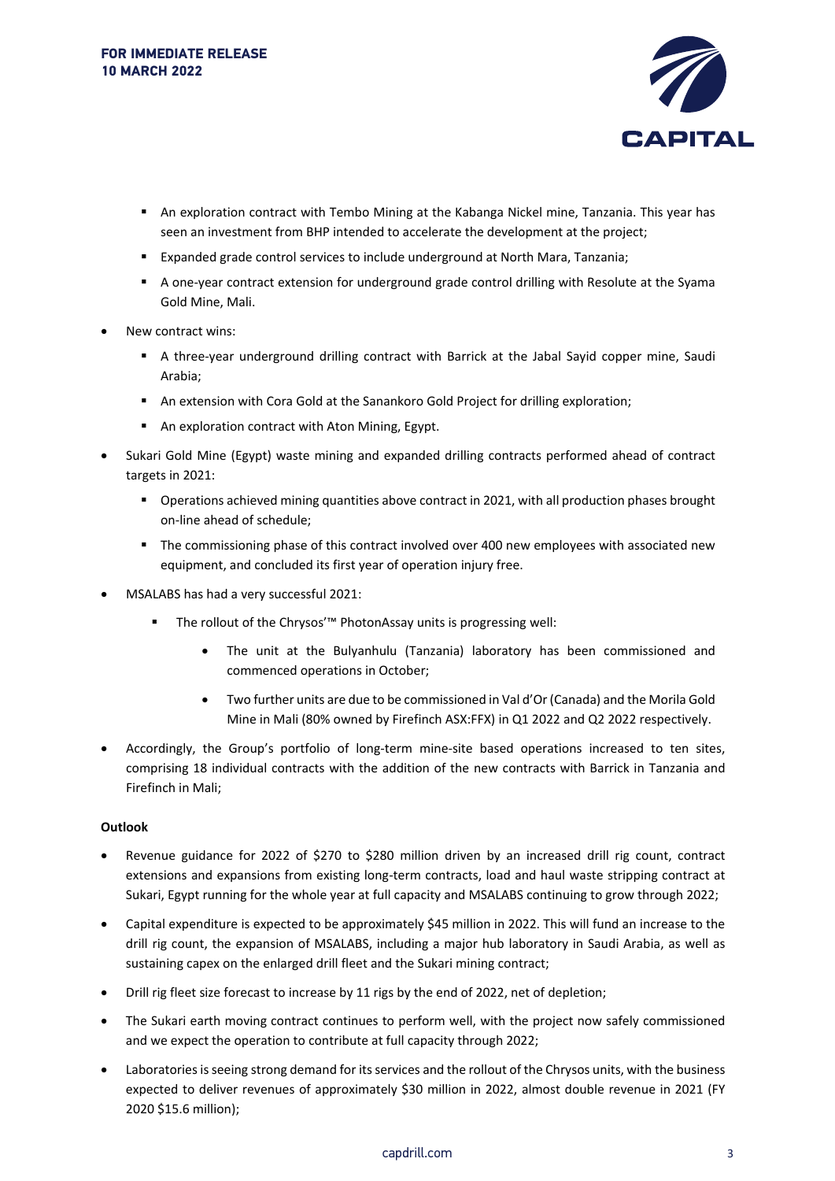- An exploration contract with Tembo Mining at the Kabanga Nickel mine, Tanzania. This year has seen an investment from BHP intended to accelerate the development at the project;
  - Expanded grade control services to include underground at North Mara, Tanzania;
  - A one-year contract extension for underground grade control drilling with Resolute at the Syama Gold Mine, Mali.
- New contract wins:
  - A three-year underground drilling contract with Barrick at the Jabal Sayid copper mine, Saudi Arabia;
  - An extension with Cora Gold at the Sanankoro Gold Project for drilling exploration;
  - An exploration contract with Aton Mining, Egypt.
- Sukari Gold Mine (Egypt) waste mining and expanded drilling contracts performed ahead of contract targets in 2021:
  - Operations achieved mining quantities above contract in 2021, with all production phases brought on-line ahead of schedule;
  - The commissioning phase of this contract involved over 400 new employees with associated new equipment, and concluded its first year of operation injury free.
- MSALABS has had a very successful 2021:
  - The rollout of the Chrysos'™ PhotonAssay units is progressing well:
    - The unit at the Bulyanhulu (Tanzania) laboratory has been commissioned and commenced operations in October;
    - Two further units are due to be commissioned in Val d'Or (Canada) and the Morila Gold Mine in Mali (80% owned by Firefinch ASX:FFX) in Q1 2022 and Q2 2022 respectively.
- Accordingly, the Group's portfolio of long-term mine-site based operations increased to ten sites, comprising 18 individual contracts with the addition of the new contracts with Barrick in Tanzania and Firefinch in Mali;

**Outlook**

- Revenue guidance for 2022 of \$270 to \$280 million driven by an increased drill rig count, contract extensions and expansions from existing long-term contracts, load and haul waste stripping contract at Sukari, Egypt running for the whole year at full capacity and MSALABS continuing to grow through 2022;
- Capital expenditure is expected to be approximately \$45 million in 2022. This will fund an increase to the drill rig count, the expansion of MSALABS, including a major hub laboratory in Saudi Arabia, as well as sustaining capex on the enlarged drill fleet and the Sukari mining contract;
- Drill rig fleet size forecast to increase by 11 rigs by the end of 2022, net of depletion;
- The Sukari earth moving contract continues to perform well, with the project now safely commissioned and we expect the operation to contribute at full capacity through 2022;
- Laboratories is seeing strong demand for its services and the rollout of the Chrysos units, with the business expected to deliver revenues of approximately \$30 million in 2022, almost double revenue in 2021 (FY 2020 \$15.6 million);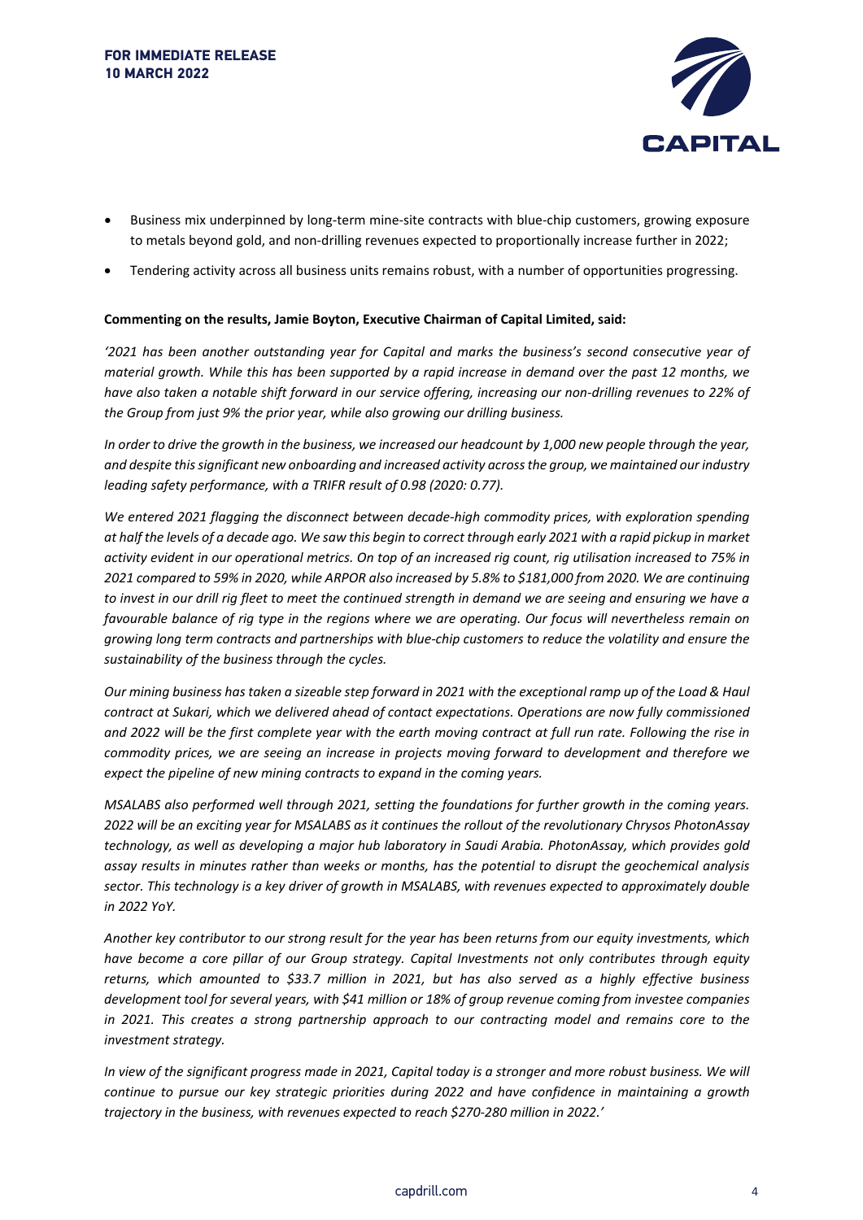- Business mix underpinned by long-term mine-site contracts with blue-chip customers, growing exposure to metals beyond gold, and non-drilling revenues expected to proportionally increase further in 2022;
- Tendering activity across all business units remains robust, with a number of opportunities progressing.

**Commenting on the results, Jamie Boyton, Executive Chairman of Capital Limited, said:**

*'2021 has been another outstanding year for Capital and marks the business's second consecutive year of material growth. While this has been supported by a rapid increase in demand over the past 12 months, we have also taken a notable shift forward in our service offering, increasing our non-drilling revenues to 22% of the Group from just 9% the prior year, while also growing our drilling business.*

*In order to drive the growth in the business, we increased our headcount by 1,000 new people through the year, and despite this significant new onboarding and increased activity across the group, we maintained our industry leading safety performance, with a TRIFR result of 0.98 (2020: 0.77).*

*We entered 2021 flagging the disconnect between decade-high commodity prices, with exploration spending at half the levels of a decade ago. We saw this begin to correct through early 2021 with a rapid pickup in market activity evident in our operational metrics. On top of an increased rig count, rig utilisation increased to 75% in 2021 compared to 59% in 2020, while ARPOR also increased by 5.8% to $181,000 from 2020. We are continuing to invest in our drill rig fleet to meet the continued strength in demand we are seeing and ensuring we have a favourable balance of rig type in the regions where we are operating. Our focus will nevertheless remain on growing long term contracts and partnerships with blue-chip customers to reduce the volatility and ensure the sustainability of the business through the cycles.*

*Our mining business has taken a sizeable step forward in 2021 with the exceptional ramp up of the Load & Haul contract at Sukari, which we delivered ahead of contact expectations. Operations are now fully commissioned and 2022 will be the first complete year with the earth moving contract at full run rate. Following the rise in commodity prices, we are seeing an increase in projects moving forward to development and therefore we expect the pipeline of new mining contracts to expand in the coming years.*

*MSALABS also performed well through 2021, setting the foundations for further growth in the coming years. 2022 will be an exciting year for MSALABS as it continues the rollout of the revolutionary Chrysos PhotonAssay technology, as well as developing a major hub laboratory in Saudi Arabia. PhotonAssay, which provides gold assay results in minutes rather than weeks or months, has the potential to disrupt the geochemical analysis sector. This technology is a key driver of growth in MSALABS, with revenues expected to approximately double in 2022 YoY.*

*Another key contributor to our strong result for the year has been returns from our equity investments, which have become a core pillar of our Group strategy. Capital Investments not only contributes through equity returns, which amounted to $33.7 million in 2021, but has also served as a highly effective business development tool for several years, with $41 million or 18% of group revenue coming from investee companies in 2021. This creates a strong partnership approach to our contracting model and remains core to the investment strategy.*

*In view of the significant progress made in 2021, Capital today is a stronger and more robust business. We will continue to pursue our key strategic priorities during 2022 and have confidence in maintaining a growth trajectory in the business, with revenues expected to reach $270-280 million in 2022.'*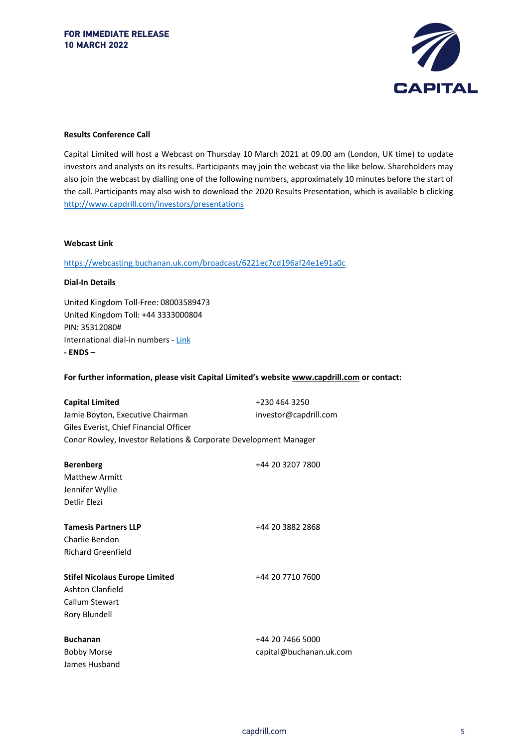**FOR IMMEDIATE RELEASE**
**10 MARCH 2022**

**Results Conference Call**

Capital Limited will host a Webcast on Thursday 10 March 2021 at 09.00 am (London, UK time) to update investors and analysts on its results. Participants may join the webcast via the like below. Shareholders may also join the webcast by dialling one of the following numbers, approximately 10 minutes before the start of the call. Participants may also wish to download the 2020 Results Presentation, which is available b clicking http://www.capdrill.com/investors/presentations

**Webcast Link**

https://webcasting.buchanan.uk.com/broadcast/6221ec7cd196af24e1e91a0c

**Dial-In Details**

United Kingdom Toll-Free: 08003589473
United Kingdom Toll: +44 3333000804
PIN: 35312080#
International dial-in numbers - Link
**- ENDS –**

**For further information, please visit Capital Limited's website www.capdrill.com or contact:**

| | |
|---|---|
| **Capital Limited** | +230 464 3250 |
| Jamie Boyton, Executive Chairman | investor@capdrill.com |
| Giles Everist, Chief Financial Officer | |
| Conor Rowley, Investor Relations & Corporate Development Manager | |
| | |
| **Berenberg** | +44 20 3207 7800 |
| Matthew Armitt | |
| Jennifer Wyllie | |
| Detlir Elezi | |
| | |
| **Tamesis Partners LLP** | +44 20 3882 2868 |
| Charlie Bendon | |
| Richard Greenfield | |
| | |
| **Stifel Nicolaus Europe Limited** | +44 20 7710 7600 |
| Ashton Clanfield | |
| Callum Stewart | |
| Rory Blundell | |
| | |
| **Buchanan** | +44 20 7466 5000 |
| Bobby Morse | capital@buchanan.uk.com |
| James Husband | |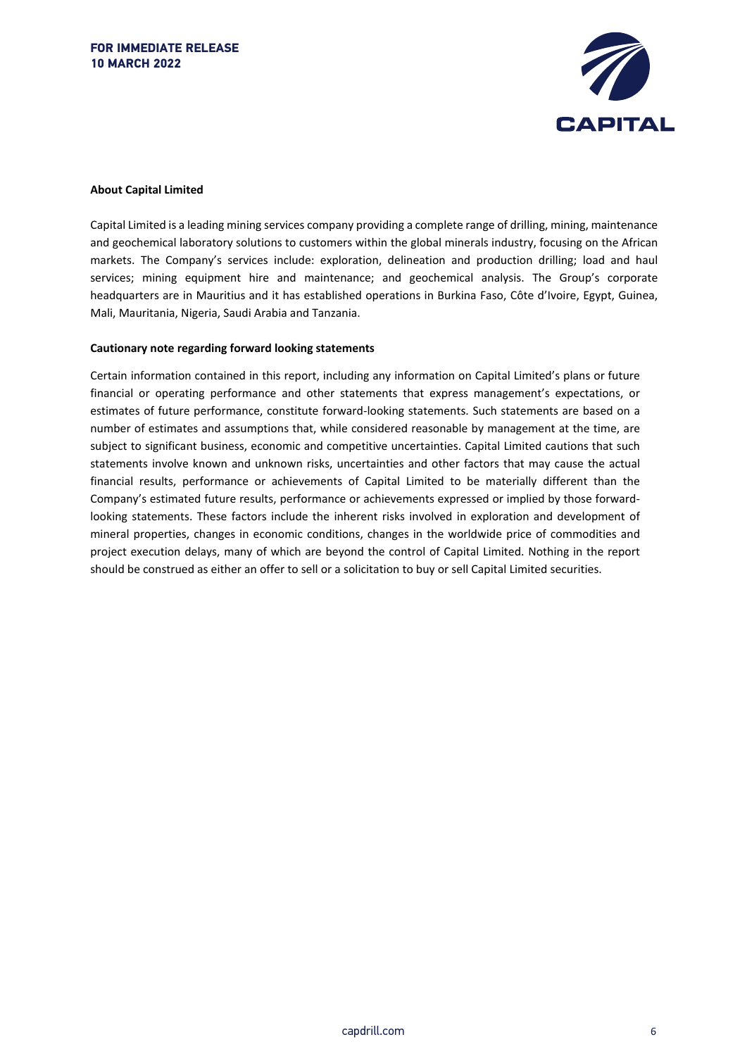**About Capital Limited**

Capital Limited is a leading mining services company providing a complete range of drilling, mining, maintenance and geochemical laboratory solutions to customers within the global minerals industry, focusing on the African markets. The Company's services include: exploration, delineation and production drilling; load and haul services; mining equipment hire and maintenance; and geochemical analysis. The Group's corporate headquarters are in Mauritius and it has established operations in Burkina Faso, Côte d'Ivoire, Egypt, Guinea, Mali, Mauritania, Nigeria, Saudi Arabia and Tanzania.

**Cautionary note regarding forward looking statements**

Certain information contained in this report, including any information on Capital Limited's plans or future financial or operating performance and other statements that express management's expectations, or estimates of future performance, constitute forward-looking statements. Such statements are based on a number of estimates and assumptions that, while considered reasonable by management at the time, are subject to significant business, economic and competitive uncertainties. Capital Limited cautions that such statements involve known and unknown risks, uncertainties and other factors that may cause the actual financial results, performance or achievements of Capital Limited to be materially different than the Company's estimated future results, performance or achievements expressed or implied by those forward-looking statements. These factors include the inherent risks involved in exploration and development of mineral properties, changes in economic conditions, changes in the worldwide price of commodities and project execution delays, many of which are beyond the control of Capital Limited. Nothing in the report should be construed as either an offer to sell or a solicitation to buy or sell Capital Limited securities.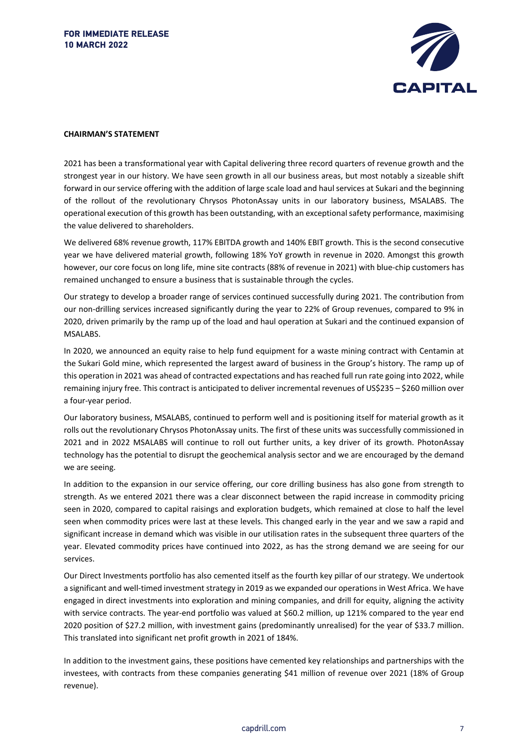**FOR IMMEDIATE RELEASE**
**10 MARCH 2022**

**CHAIRMAN'S STATEMENT**

2021 has been a transformational year with Capital delivering three record quarters of revenue growth and the strongest year in our history. We have seen growth in all our business areas, but most notably a sizeable shift forward in our service offering with the addition of large scale load and haul services at Sukari and the beginning of the rollout of the revolutionary Chrysos PhotonAssay units in our laboratory business, MSALABS. The operational execution of this growth has been outstanding, with an exceptional safety performance, maximising the value delivered to shareholders.

We delivered 68% revenue growth, 117% EBITDA growth and 140% EBIT growth. This is the second consecutive year we have delivered material growth, following 18% YoY growth in revenue in 2020. Amongst this growth however, our core focus on long life, mine site contracts (88% of revenue in 2021) with blue-chip customers has remained unchanged to ensure a business that is sustainable through the cycles.

Our strategy to develop a broader range of services continued successfully during 2021. The contribution from our non-drilling services increased significantly during the year to 22% of Group revenues, compared to 9% in 2020, driven primarily by the ramp up of the load and haul operation at Sukari and the continued expansion of MSALABS.

In 2020, we announced an equity raise to help fund equipment for a waste mining contract with Centamin at the Sukari Gold mine, which represented the largest award of business in the Group's history. The ramp up of this operation in 2021 was ahead of contracted expectations and has reached full run rate going into 2022, while remaining injury free. This contract is anticipated to deliver incremental revenues of US$235 – $260 million over a four-year period.

Our laboratory business, MSALABS, continued to perform well and is positioning itself for material growth as it rolls out the revolutionary Chrysos PhotonAssay units. The first of these units was successfully commissioned in 2021 and in 2022 MSALABS will continue to roll out further units, a key driver of its growth. PhotonAssay technology has the potential to disrupt the geochemical analysis sector and we are encouraged by the demand we are seeing.

In addition to the expansion in our service offering, our core drilling business has also gone from strength to strength. As we entered 2021 there was a clear disconnect between the rapid increase in commodity pricing seen in 2020, compared to capital raisings and exploration budgets, which remained at close to half the level seen when commodity prices were last at these levels. This changed early in the year and we saw a rapid and significant increase in demand which was visible in our utilisation rates in the subsequent three quarters of the year. Elevated commodity prices have continued into 2022, as has the strong demand we are seeing for our services.

Our Direct Investments portfolio has also cemented itself as the fourth key pillar of our strategy. We undertook a significant and well-timed investment strategy in 2019 as we expanded our operations in West Africa. We have engaged in direct investments into exploration and mining companies, and drill for equity, aligning the activity with service contracts. The year-end portfolio was valued at $60.2 million, up 121% compared to the year end 2020 position of $27.2 million, with investment gains (predominantly unrealised) for the year of $33.7 million. This translated into significant net profit growth in 2021 of 184%.

In addition to the investment gains, these positions have cemented key relationships and partnerships with the investees, with contracts from these companies generating $41 million of revenue over 2021 (18% of Group revenue).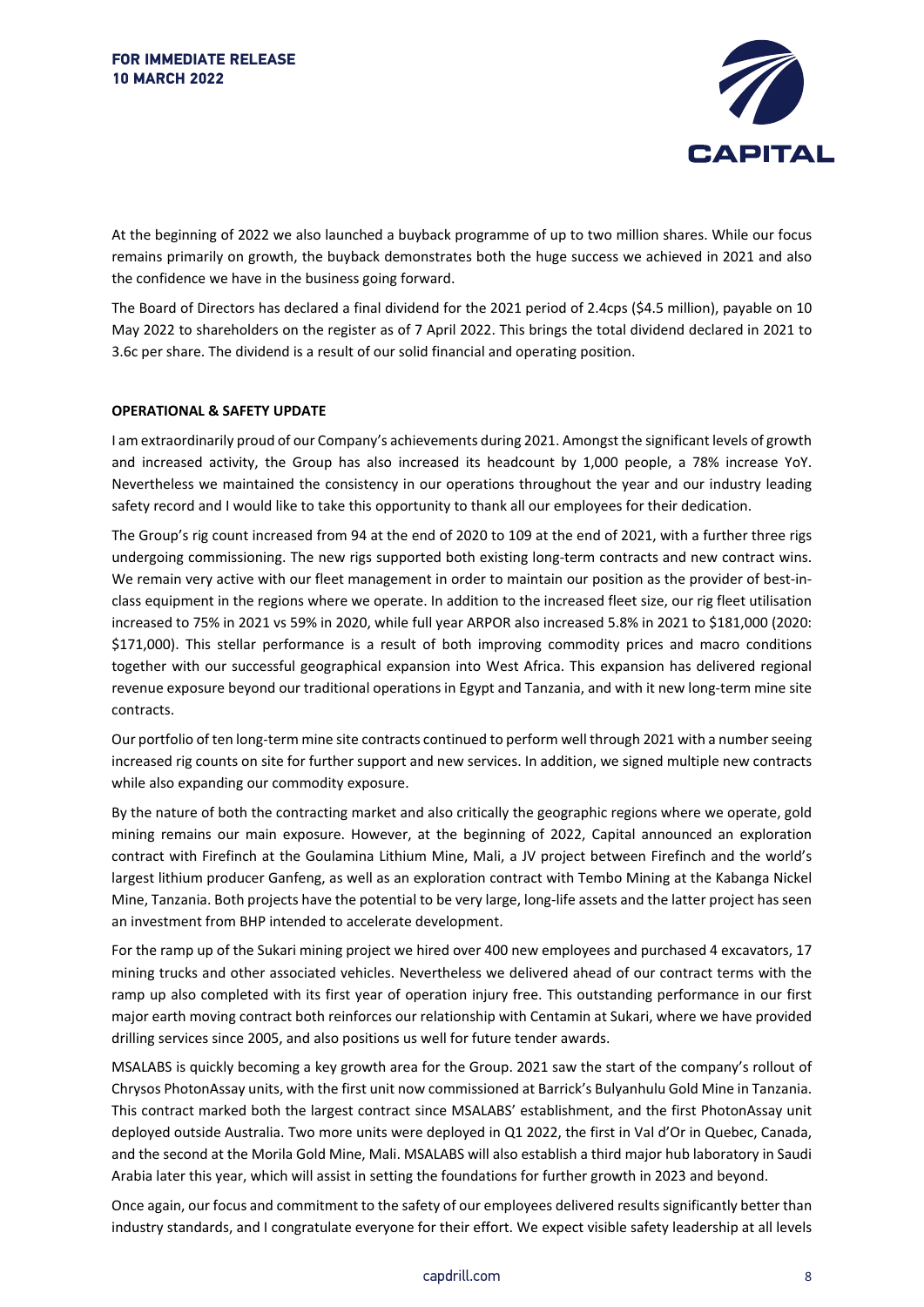At the beginning of 2022 we also launched a buyback programme of up to two million shares. While our focus remains primarily on growth, the buyback demonstrates both the huge success we achieved in 2021 and also the confidence we have in the business going forward.

The Board of Directors has declared a final dividend for the 2021 period of 2.4cps ($4.5 million), payable on 10 May 2022 to shareholders on the register as of 7 April 2022. This brings the total dividend declared in 2021 to 3.6c per share. The dividend is a result of our solid financial and operating position.

**OPERATIONAL & SAFETY UPDATE**

I am extraordinarily proud of our Company's achievements during 2021. Amongst the significant levels of growth and increased activity, the Group has also increased its headcount by 1,000 people, a 78% increase YoY. Nevertheless we maintained the consistency in our operations throughout the year and our industry leading safety record and I would like to take this opportunity to thank all our employees for their dedication.

The Group's rig count increased from 94 at the end of 2020 to 109 at the end of 2021, with a further three rigs undergoing commissioning. The new rigs supported both existing long-term contracts and new contract wins. We remain very active with our fleet management in order to maintain our position as the provider of best-in-class equipment in the regions where we operate. In addition to the increased fleet size, our rig fleet utilisation increased to 75% in 2021 vs 59% in 2020, while full year ARPOR also increased 5.8% in 2021 to $181,000 (2020: $171,000). This stellar performance is a result of both improving commodity prices and macro conditions together with our successful geographical expansion into West Africa. This expansion has delivered regional revenue exposure beyond our traditional operations in Egypt and Tanzania, and with it new long-term mine site contracts.

Our portfolio of ten long-term mine site contracts continued to perform well through 2021 with a number seeing increased rig counts on site for further support and new services. In addition, we signed multiple new contracts while also expanding our commodity exposure.

By the nature of both the contracting market and also critically the geographic regions where we operate, gold mining remains our main exposure. However, at the beginning of 2022, Capital announced an exploration contract with Firefinch at the Goulamina Lithium Mine, Mali, a JV project between Firefinch and the world's largest lithium producer Ganfeng, as well as an exploration contract with Tembo Mining at the Kabanga Nickel Mine, Tanzania. Both projects have the potential to be very large, long-life assets and the latter project has seen an investment from BHP intended to accelerate development.

For the ramp up of the Sukari mining project we hired over 400 new employees and purchased 4 excavators, 17 mining trucks and other associated vehicles. Nevertheless we delivered ahead of our contract terms with the ramp up also completed with its first year of operation injury free. This outstanding performance in our first major earth moving contract both reinforces our relationship with Centamin at Sukari, where we have provided drilling services since 2005, and also positions us well for future tender awards.

MSALABS is quickly becoming a key growth area for the Group. 2021 saw the start of the company's rollout of Chrysos PhotonAssay units, with the first unit now commissioned at Barrick's Bulyanhulu Gold Mine in Tanzania. This contract marked both the largest contract since MSALABS' establishment, and the first PhotonAssay unit deployed outside Australia. Two more units were deployed in Q1 2022, the first in Val d'Or in Quebec, Canada, and the second at the Morila Gold Mine, Mali. MSALABS will also establish a third major hub laboratory in Saudi Arabia later this year, which will assist in setting the foundations for further growth in 2023 and beyond.

Once again, our focus and commitment to the safety of our employees delivered results significantly better than industry standards, and I congratulate everyone for their effort. We expect visible safety leadership at all levels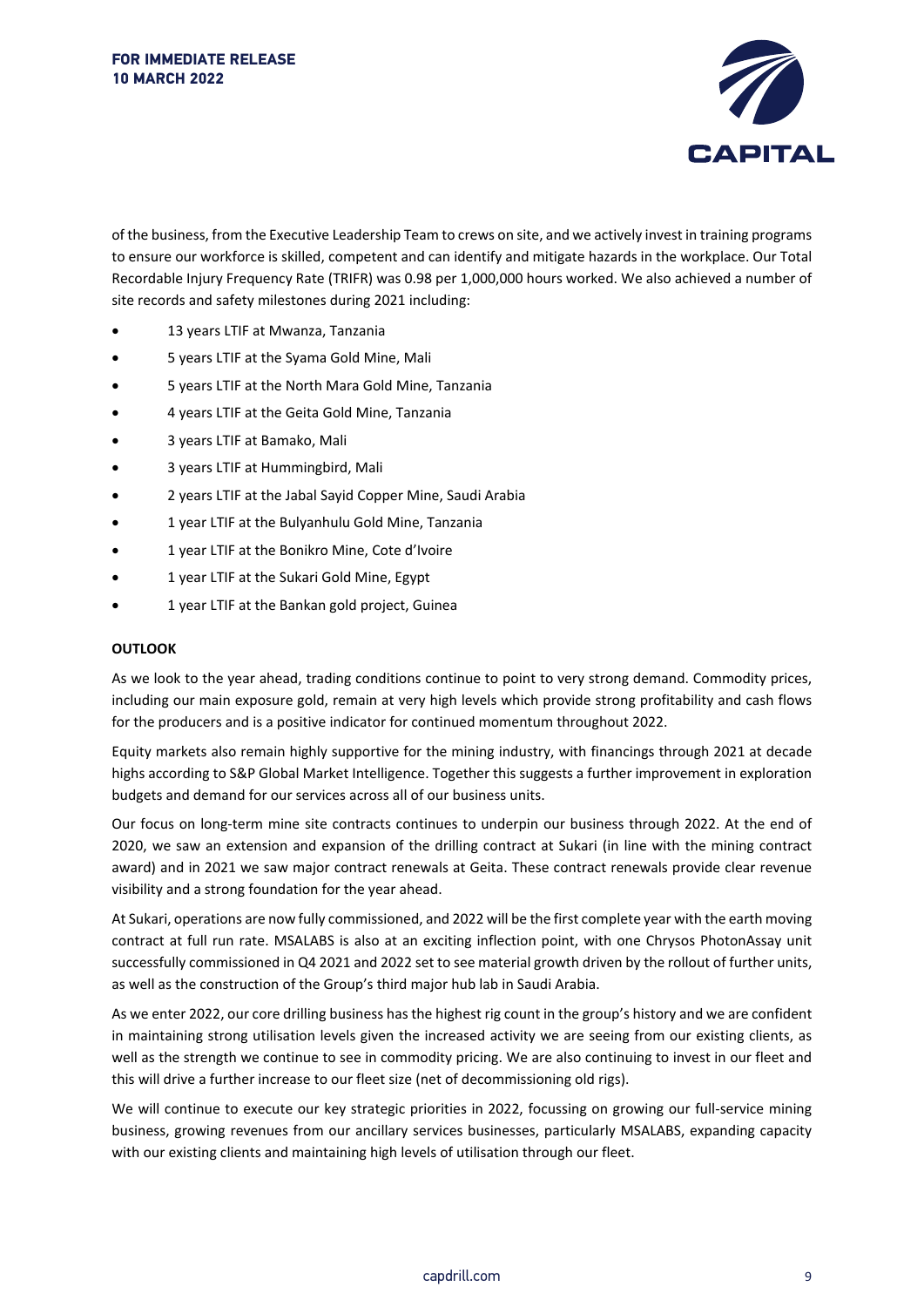of the business, from the Executive Leadership Team to crews on site, and we actively invest in training programs to ensure our workforce is skilled, competent and can identify and mitigate hazards in the workplace. Our Total Recordable Injury Frequency Rate (TRIFR) was 0.98 per 1,000,000 hours worked. We also achieved a number of site records and safety milestones during 2021 including:

- 13 years LTIF at Mwanza, Tanzania
- 5 years LTIF at the Syama Gold Mine, Mali
- 5 years LTIF at the North Mara Gold Mine, Tanzania
- 4 years LTIF at the Geita Gold Mine, Tanzania
- 3 years LTIF at Bamako, Mali
- 3 years LTIF at Hummingbird, Mali
- 2 years LTIF at the Jabal Sayid Copper Mine, Saudi Arabia
- 1 year LTIF at the Bulyanhulu Gold Mine, Tanzania
- 1 year LTIF at the Bonikro Mine, Cote d'Ivoire
- 1 year LTIF at the Sukari Gold Mine, Egypt
- 1 year LTIF at the Bankan gold project, Guinea

**OUTLOOK**

As we look to the year ahead, trading conditions continue to point to very strong demand. Commodity prices, including our main exposure gold, remain at very high levels which provide strong profitability and cash flows for the producers and is a positive indicator for continued momentum throughout 2022.

Equity markets also remain highly supportive for the mining industry, with financings through 2021 at decade highs according to S&P Global Market Intelligence. Together this suggests a further improvement in exploration budgets and demand for our services across all of our business units.

Our focus on long-term mine site contracts continues to underpin our business through 2022. At the end of 2020, we saw an extension and expansion of the drilling contract at Sukari (in line with the mining contract award) and in 2021 we saw major contract renewals at Geita. These contract renewals provide clear revenue visibility and a strong foundation for the year ahead.

At Sukari, operations are now fully commissioned, and 2022 will be the first complete year with the earth moving contract at full run rate. MSALABS is also at an exciting inflection point, with one Chrysos PhotonAssay unit successfully commissioned in Q4 2021 and 2022 set to see material growth driven by the rollout of further units, as well as the construction of the Group's third major hub lab in Saudi Arabia.

As we enter 2022, our core drilling business has the highest rig count in the group's history and we are confident in maintaining strong utilisation levels given the increased activity we are seeing from our existing clients, as well as the strength we continue to see in commodity pricing. We are also continuing to invest in our fleet and this will drive a further increase to our fleet size (net of decommissioning old rigs).

We will continue to execute our key strategic priorities in 2022, focussing on growing our full-service mining business, growing revenues from our ancillary services businesses, particularly MSALABS, expanding capacity with our existing clients and maintaining high levels of utilisation through our fleet.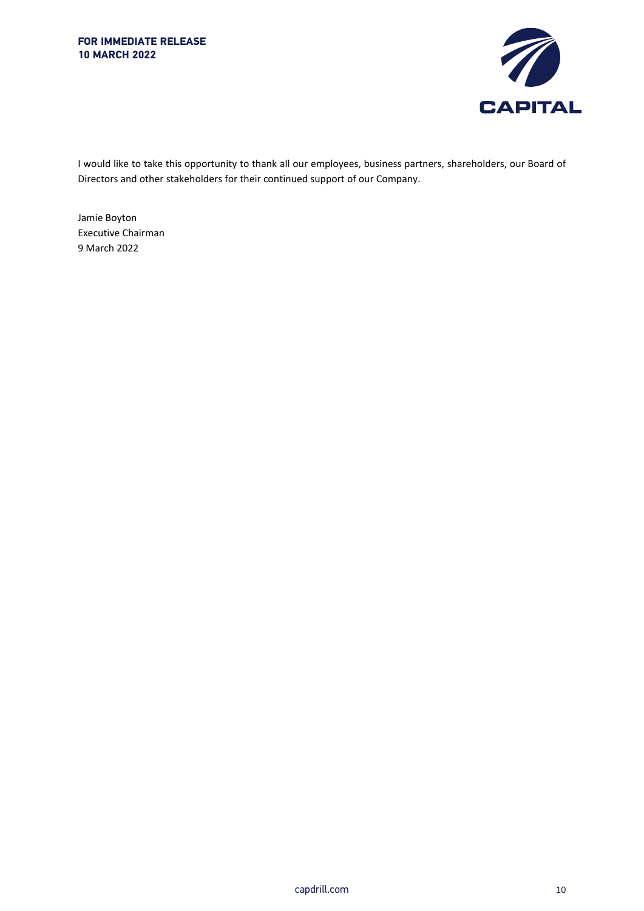I would like to take this opportunity to thank all our employees, business partners, shareholders, our Board of Directors and other stakeholders for their continued support of our Company.

Jamie Boyton
Executive Chairman
9 March 2022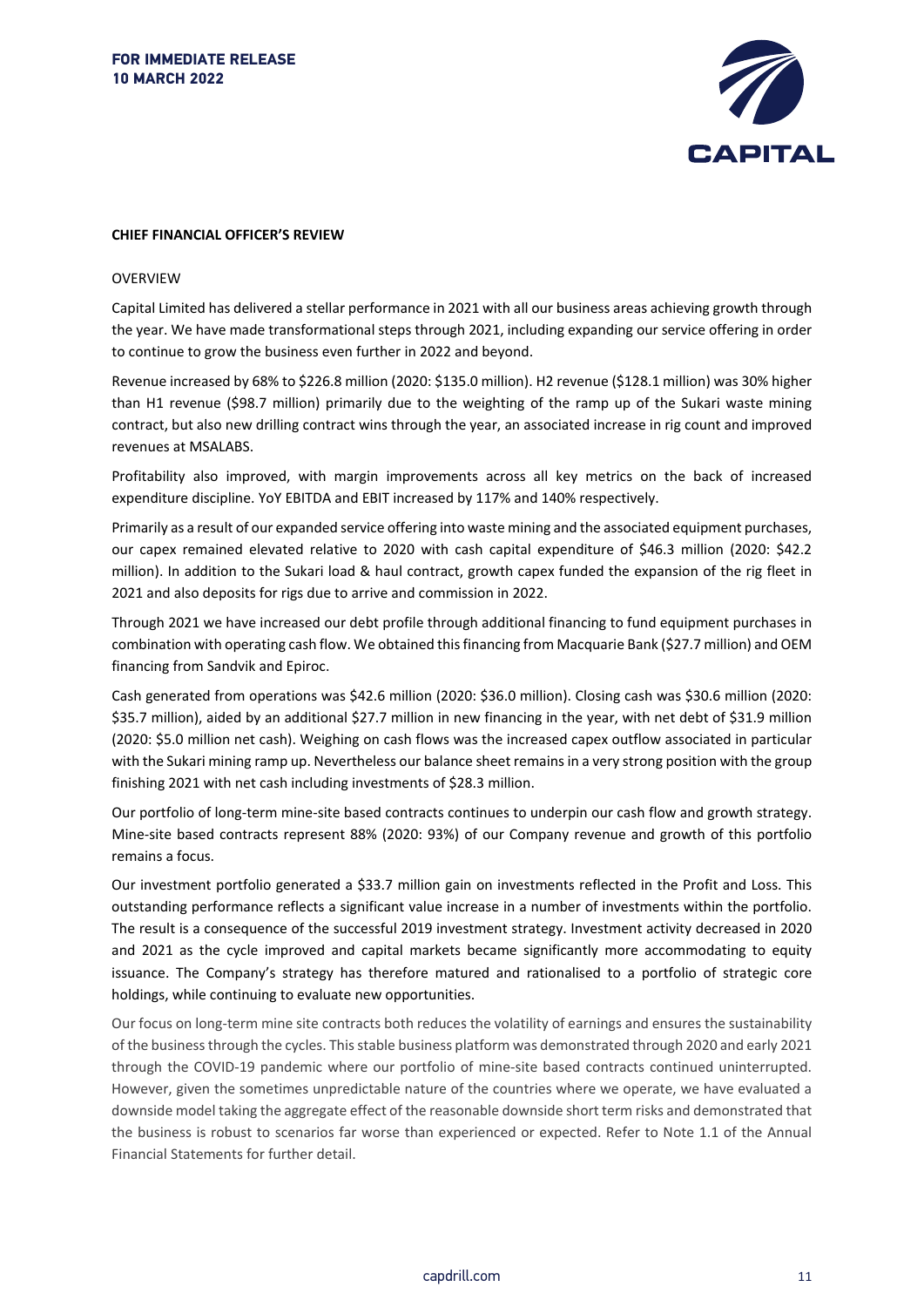**FOR IMMEDIATE RELEASE**
**10 MARCH 2022**

**CHIEF FINANCIAL OFFICER'S REVIEW**

OVERVIEW

Capital Limited has delivered a stellar performance in 2021 with all our business areas achieving growth through the year. We have made transformational steps through 2021, including expanding our service offering in order to continue to grow the business even further in 2022 and beyond.

Revenue increased by 68% to $226.8 million (2020: $135.0 million). H2 revenue ($128.1 million) was 30% higher than H1 revenue ($98.7 million) primarily due to the weighting of the ramp up of the Sukari waste mining contract, but also new drilling contract wins through the year, an associated increase in rig count and improved revenues at MSALABS.

Profitability also improved, with margin improvements across all key metrics on the back of increased expenditure discipline. YoY EBITDA and EBIT increased by 117% and 140% respectively.

Primarily as a result of our expanded service offering into waste mining and the associated equipment purchases, our capex remained elevated relative to 2020 with cash capital expenditure of $46.3 million (2020: $42.2 million). In addition to the Sukari load & haul contract, growth capex funded the expansion of the rig fleet in 2021 and also deposits for rigs due to arrive and commission in 2022.

Through 2021 we have increased our debt profile through additional financing to fund equipment purchases in combination with operating cash flow. We obtained this financing from Macquarie Bank ($27.7 million) and OEM financing from Sandvik and Epiroc.

Cash generated from operations was $42.6 million (2020: $36.0 million). Closing cash was $30.6 million (2020: $35.7 million), aided by an additional $27.7 million in new financing in the year, with net debt of $31.9 million (2020: $5.0 million net cash). Weighing on cash flows was the increased capex outflow associated in particular with the Sukari mining ramp up. Nevertheless our balance sheet remains in a very strong position with the group finishing 2021 with net cash including investments of $28.3 million.

Our portfolio of long-term mine-site based contracts continues to underpin our cash flow and growth strategy. Mine-site based contracts represent 88% (2020: 93%) of our Company revenue and growth of this portfolio remains a focus.

Our investment portfolio generated a $33.7 million gain on investments reflected in the Profit and Loss. This outstanding performance reflects a significant value increase in a number of investments within the portfolio. The result is a consequence of the successful 2019 investment strategy. Investment activity decreased in 2020 and 2021 as the cycle improved and capital markets became significantly more accommodating to equity issuance. The Company's strategy has therefore matured and rationalised to a portfolio of strategic core holdings, while continuing to evaluate new opportunities.

Our focus on long-term mine site contracts both reduces the volatility of earnings and ensures the sustainability of the business through the cycles. This stable business platform was demonstrated through 2020 and early 2021 through the COVID-19 pandemic where our portfolio of mine-site based contracts continued uninterrupted. However, given the sometimes unpredictable nature of the countries where we operate, we have evaluated a downside model taking the aggregate effect of the reasonable downside short term risks and demonstrated that the business is robust to scenarios far worse than experienced or expected. Refer to Note 1.1 of the Annual Financial Statements for further detail.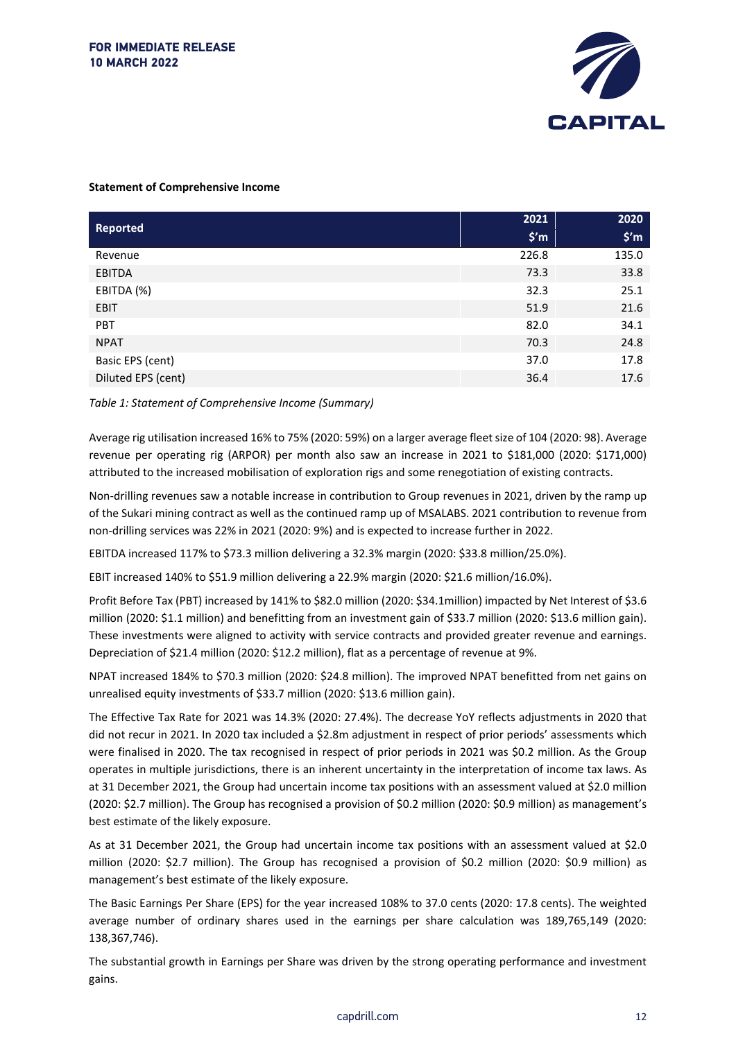**FOR IMMEDIATE RELEASE**
**10 MARCH 2022**

**Statement of Comprehensive Income**

| Reported | 2021<br>$'m | 2020<br>$'m |
|---|---|---|
| Revenue | 226.8 | 135.0 |
| EBITDA | 73.3 | 33.8 |
| EBITDA (%) | 32.3 | 25.1 |
| EBIT | 51.9 | 21.6 |
| PBT | 82.0 | 34.1 |
| NPAT | 70.3 | 24.8 |
| Basic EPS (cent) | 37.0 | 17.8 |
| Diluted EPS (cent) | 36.4 | 17.6 |

*Table 1: Statement of Comprehensive Income (Summary)*

Average rig utilisation increased 16% to 75% (2020: 59%) on a larger average fleet size of 104 (2020: 98). Average revenue per operating rig (ARPOR) per month also saw an increase in 2021 to $181,000 (2020: $171,000) attributed to the increased mobilisation of exploration rigs and some renegotiation of existing contracts.

Non-drilling revenues saw a notable increase in contribution to Group revenues in 2021, driven by the ramp up of the Sukari mining contract as well as the continued ramp up of MSALABS. 2021 contribution to revenue from non-drilling services was 22% in 2021 (2020: 9%) and is expected to increase further in 2022.

EBITDA increased 117% to $73.3 million delivering a 32.3% margin (2020: $33.8 million/25.0%).

EBIT increased 140% to $51.9 million delivering a 22.9% margin (2020: $21.6 million/16.0%).

Profit Before Tax (PBT) increased by 141% to $82.0 million (2020: $34.1million) impacted by Net Interest of $3.6 million (2020: $1.1 million) and benefitting from an investment gain of $33.7 million (2020: $13.6 million gain). These investments were aligned to activity with service contracts and provided greater revenue and earnings. Depreciation of $21.4 million (2020: $12.2 million), flat as a percentage of revenue at 9%.

NPAT increased 184% to $70.3 million (2020: $24.8 million). The improved NPAT benefitted from net gains on unrealised equity investments of $33.7 million (2020: $13.6 million gain).

The Effective Tax Rate for 2021 was 14.3% (2020: 27.4%). The decrease YoY reflects adjustments in 2020 that did not recur in 2021. In 2020 tax included a $2.8m adjustment in respect of prior periods' assessments which were finalised in 2020. The tax recognised in respect of prior periods in 2021 was $0.2 million. As the Group operates in multiple jurisdictions, there is an inherent uncertainty in the interpretation of income tax laws. As at 31 December 2021, the Group had uncertain income tax positions with an assessment valued at $2.0 million (2020: $2.7 million). The Group has recognised a provision of $0.2 million (2020: $0.9 million) as management's best estimate of the likely exposure.

As at 31 December 2021, the Group had uncertain income tax positions with an assessment valued at $2.0 million (2020: $2.7 million). The Group has recognised a provision of $0.2 million (2020: $0.9 million) as management's best estimate of the likely exposure.

The Basic Earnings Per Share (EPS) for the year increased 108% to 37.0 cents (2020: 17.8 cents). The weighted average number of ordinary shares used in the earnings per share calculation was 189,765,149 (2020: 138,367,746).

The substantial growth in Earnings per Share was driven by the strong operating performance and investment gains.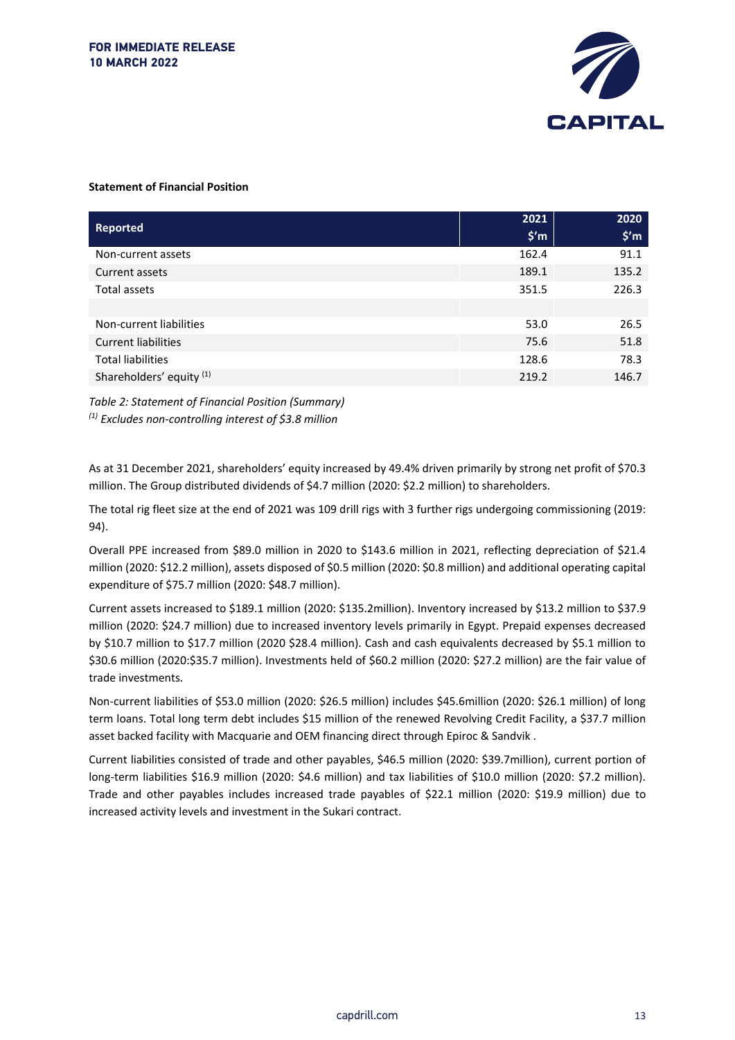**FOR IMMEDIATE RELEASE**
**10 MARCH 2022**

**Statement of Financial Position**

| Reported | 2021 $'m | 2020 $'m |
|---|---|---|
| Non-current assets | 162.4 | 91.1 |
| Current assets | 189.1 | 135.2 |
| Total assets | 351.5 | 226.3 |
| | | |
| Non-current liabilities | 53.0 | 26.5 |
| Current liabilities | 75.6 | 51.8 |
| Total liabilities | 128.6 | 78.3 |
| Shareholders' equity (1) | 219.2 | 146.7 |

*Table 2: Statement of Financial Position (Summary)*
*(1) Excludes non-controlling interest of $3.8 million*

As at 31 December 2021, shareholders' equity increased by 49.4% driven primarily by strong net profit of $70.3 million. The Group distributed dividends of $4.7 million (2020: $2.2 million) to shareholders.

The total rig fleet size at the end of 2021 was 109 drill rigs with 3 further rigs undergoing commissioning (2019: 94).

Overall PPE increased from $89.0 million in 2020 to $143.6 million in 2021, reflecting depreciation of $21.4 million (2020: $12.2 million), assets disposed of $0.5 million (2020: $0.8 million) and additional operating capital expenditure of $75.7 million (2020: $48.7 million).

Current assets increased to $189.1 million (2020: $135.2million). Inventory increased by $13.2 million to $37.9 million (2020: $24.7 million) due to increased inventory levels primarily in Egypt. Prepaid expenses decreased by $10.7 million to $17.7 million (2020 $28.4 million). Cash and cash equivalents decreased by $5.1 million to $30.6 million (2020:$35.7 million). Investments held of $60.2 million (2020: $27.2 million) are the fair value of trade investments.

Non-current liabilities of $53.0 million (2020: $26.5 million) includes $45.6million (2020: $26.1 million) of long term loans. Total long term debt includes $15 million of the renewed Revolving Credit Facility, a $37.7 million asset backed facility with Macquarie and OEM financing direct through Epiroc & Sandvik .

Current liabilities consisted of trade and other payables, $46.5 million (2020: $39.7million), current portion of long-term liabilities $16.9 million (2020: $4.6 million) and tax liabilities of $10.0 million (2020: $7.2 million). Trade and other payables includes increased trade payables of $22.1 million (2020: $19.9 million) due to increased activity levels and investment in the Sukari contract.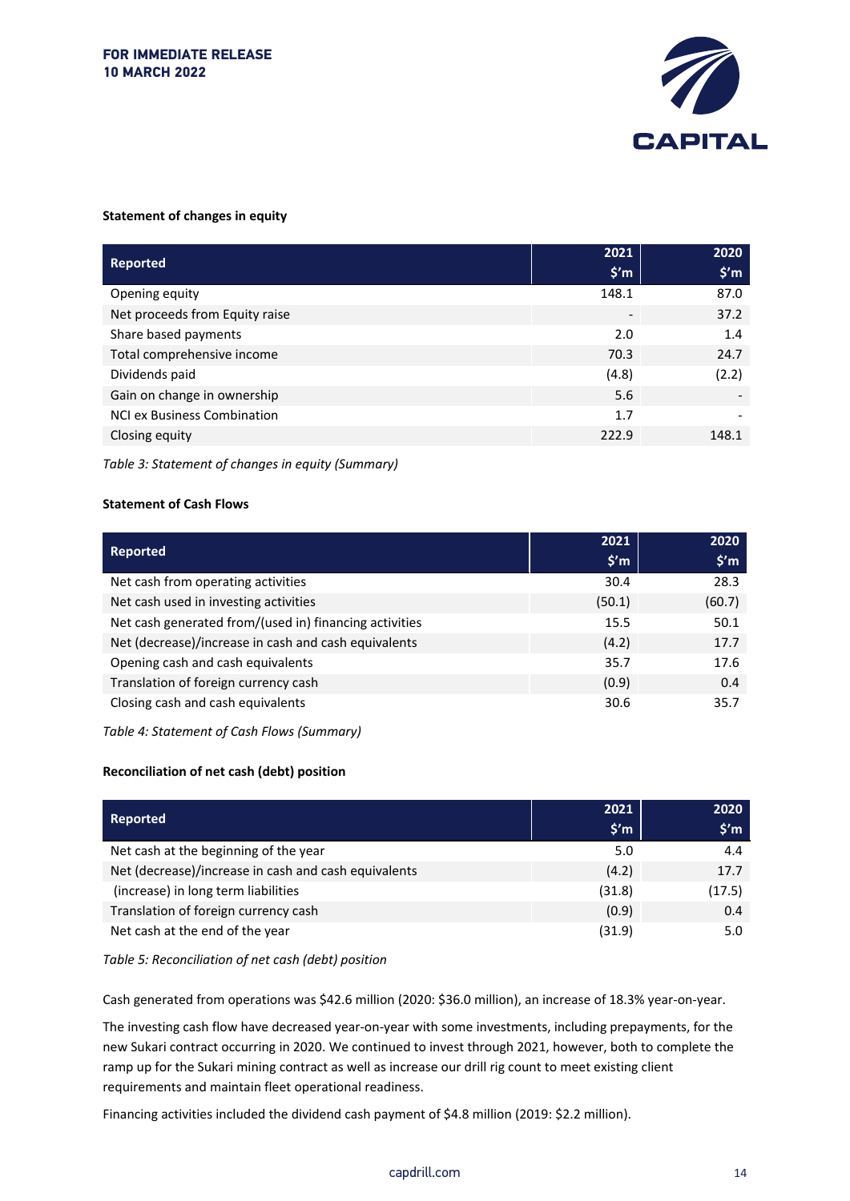**FOR IMMEDIATE RELEASE**
**10 MARCH 2022**

**Statement of changes in equity**

| Reported | 2021 $'m | 2020 $'m |
|---|---|---|
| Opening equity | 148.1 | 87.0 |
| Net proceeds from Equity raise | - | 37.2 |
| Share based payments | 2.0 | 1.4 |
| Total comprehensive income | 70.3 | 24.7 |
| Dividends paid | (4.8) | (2.2) |
| Gain on change in ownership | 5.6 | - |
| NCI ex Business Combination | 1.7 | - |
| Closing equity | 222.9 | 148.1 |

*Table 3: Statement of changes in equity (Summary)*

**Statement of Cash Flows**

| Reported | 2021 $'m | 2020 $'m |
|---|---|---|
| Net cash from operating activities | 30.4 | 28.3 |
| Net cash used in investing activities | (50.1) | (60.7) |
| Net cash generated from/(used in) financing activities | 15.5 | 50.1 |
| Net (decrease)/increase in cash and cash equivalents | (4.2) | 17.7 |
| Opening cash and cash equivalents | 35.7 | 17.6 |
| Translation of foreign currency cash | (0.9) | 0.4 |
| Closing cash and cash equivalents | 30.6 | 35.7 |

*Table 4: Statement of Cash Flows (Summary)*

**Reconciliation of net cash (debt) position**

| Reported | 2021 $'m | 2020 $'m |
|---|---|---|
| Net cash at the beginning of the year | 5.0 | 4.4 |
| Net (decrease)/increase in cash and cash equivalents | (4.2) | 17.7 |
| (increase) in long term liabilities | (31.8) | (17.5) |
| Translation of foreign currency cash | (0.9) | 0.4 |
| Net cash at the end of the year | (31.9) | 5.0 |

*Table 5: Reconciliation of net cash (debt) position*

Cash generated from operations was $42.6 million (2020: $36.0 million), an increase of 18.3% year-on-year.

The investing cash flow have decreased year-on-year with some investments, including prepayments, for the new Sukari contract occurring in 2020. We continued to invest through 2021, however, both to complete the ramp up for the Sukari mining contract as well as increase our drill rig count to meet existing client requirements and maintain fleet operational readiness.

Financing activities included the dividend cash payment of $4.8 million (2019: $2.2 million).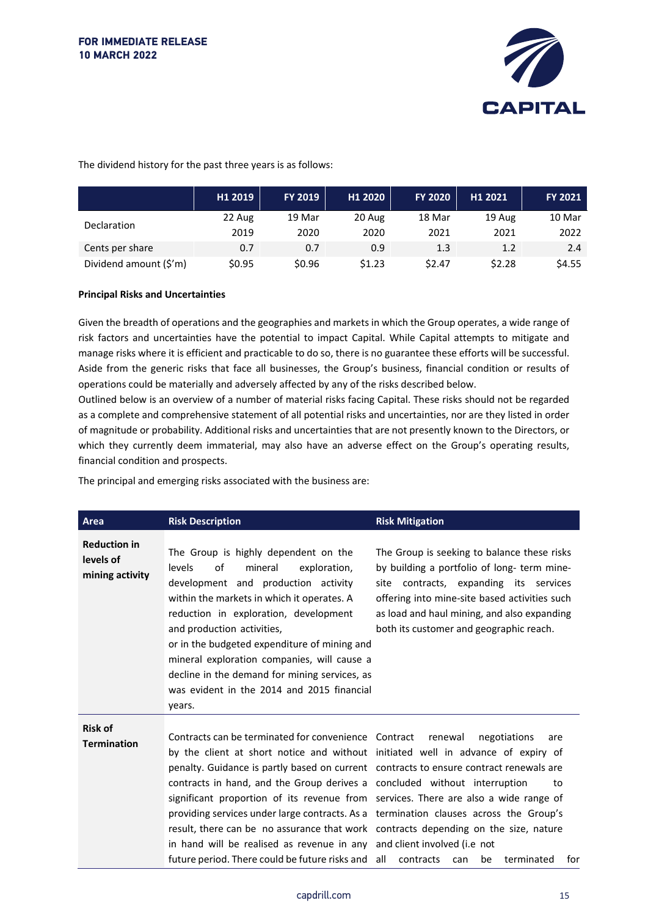The dividend history for the past three years is as follows:

| | H1 2019 | FY 2019 | H1 2020 | FY 2020 | H1 2021 | FY 2021 |
|---|---|---|---|---|---|---|
| Declaration | 22 Aug 2019 | 19 Mar 2020 | 20 Aug 2020 | 18 Mar 2021 | 19 Aug 2021 | 10 Mar 2022 |
| Cents per share | 0.7 | 0.7 | 0.9 | 1.3 | 1.2 | 2.4 |
| Dividend amount ($'m) | $0.95 | $0.96 | $1.23 | $2.47 | $2.28 | $4.55 |

**Principal Risks and Uncertainties**

Given the breadth of operations and the geographies and markets in which the Group operates, a wide range of risk factors and uncertainties have the potential to impact Capital. While Capital attempts to mitigate and manage risks where it is efficient and practicable to do so, there is no guarantee these efforts will be successful. Aside from the generic risks that face all businesses, the Group's business, financial condition or results of operations could be materially and adversely affected by any of the risks described below.

Outlined below is an overview of a number of material risks facing Capital. These risks should not be regarded as a complete and comprehensive statement of all potential risks and uncertainties, nor are they listed in order of magnitude or probability. Additional risks and uncertainties that are not presently known to the Directors, or which they currently deem immaterial, may also have an adverse effect on the Group's operating results, financial condition and prospects.

The principal and emerging risks associated with the business are:

| Area | Risk Description | Risk Mitigation |
|---|---|---|
| **Reduction in levels of mining activity** | The Group is highly dependent on the levels of mineral exploration, development and production activity within the markets in which it operates. A reduction in exploration, development and production activities, or in the budgeted expenditure of mining and mineral exploration companies, will cause a decline in the demand for mining services, as was evident in the 2014 and 2015 financial years. | The Group is seeking to balance these risks by building a portfolio of long- term mine-site contracts, expanding its services offering into mine-site based activities such as load and haul mining, and also expanding both its customer and geographic reach. |
| **Risk of Termination** | Contracts can be terminated for convenience by the client at short notice and without penalty. Guidance is partly based on current contracts in hand, and the Group derives a significant proportion of its revenue from providing services under large contracts. As a result, there can be no assurance that work in hand will be realised as revenue in any future period. There could be future risks and | Contract renewal negotiations are initiated well in advance of expiry of contracts to ensure contract renewals are concluded without interruption to services. There are also a wide range of termination clauses across the Group's contracts depending on the size, nature and client involved (i.e not all contracts can be terminated for |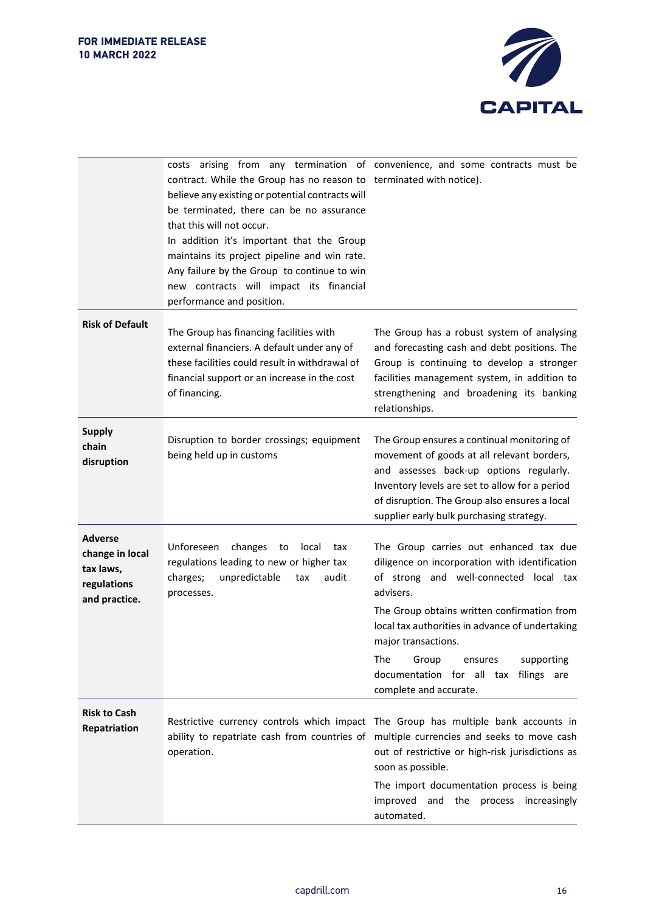| | | |
|---|---|---|
| | costs arising from any termination of contract. While the Group has no reason to believe any existing or potential contracts will be terminated, there can be no assurance that this will not occur.<br>In addition it's important that the Group maintains its project pipeline and win rate. Any failure by the Group to continue to win new contracts will impact its financial performance and position. | convenience, and some contracts must be terminated with notice). |
| **Risk of Default** | The Group has financing facilities with external financiers. A default under any of these facilities could result in withdrawal of financial support or an increase in the cost of financing. | The Group has a robust system of analysing and forecasting cash and debt positions. The Group is continuing to develop a stronger facilities management system, in addition to strengthening and broadening its banking relationships. |
| **Supply chain disruption** | Disruption to border crossings; equipment being held up in customs | The Group ensures a continual monitoring of movement of goods at all relevant borders, and assesses back-up options regularly. Inventory levels are set to allow for a period of disruption. The Group also ensures a local supplier early bulk purchasing strategy. |
| **Adverse change in local tax laws, regulations and practice.** | Unforeseen changes to local tax regulations leading to new or higher tax charges; unpredictable tax audit processes. | The Group carries out enhanced tax due diligence on incorporation with identification of strong and well-connected local tax advisers.<br>The Group obtains written confirmation from local tax authorities in advance of undertaking major transactions.<br>The Group ensures supporting documentation for all tax filings are complete and accurate. |
| **Risk to Cash Repatriation** | Restrictive currency controls which impact ability to repatriate cash from countries of operation. | The Group has multiple bank accounts in multiple currencies and seeks to move cash out of restrictive or high-risk jurisdictions as soon as possible.<br>The import documentation process is being improved and the process increasingly automated. |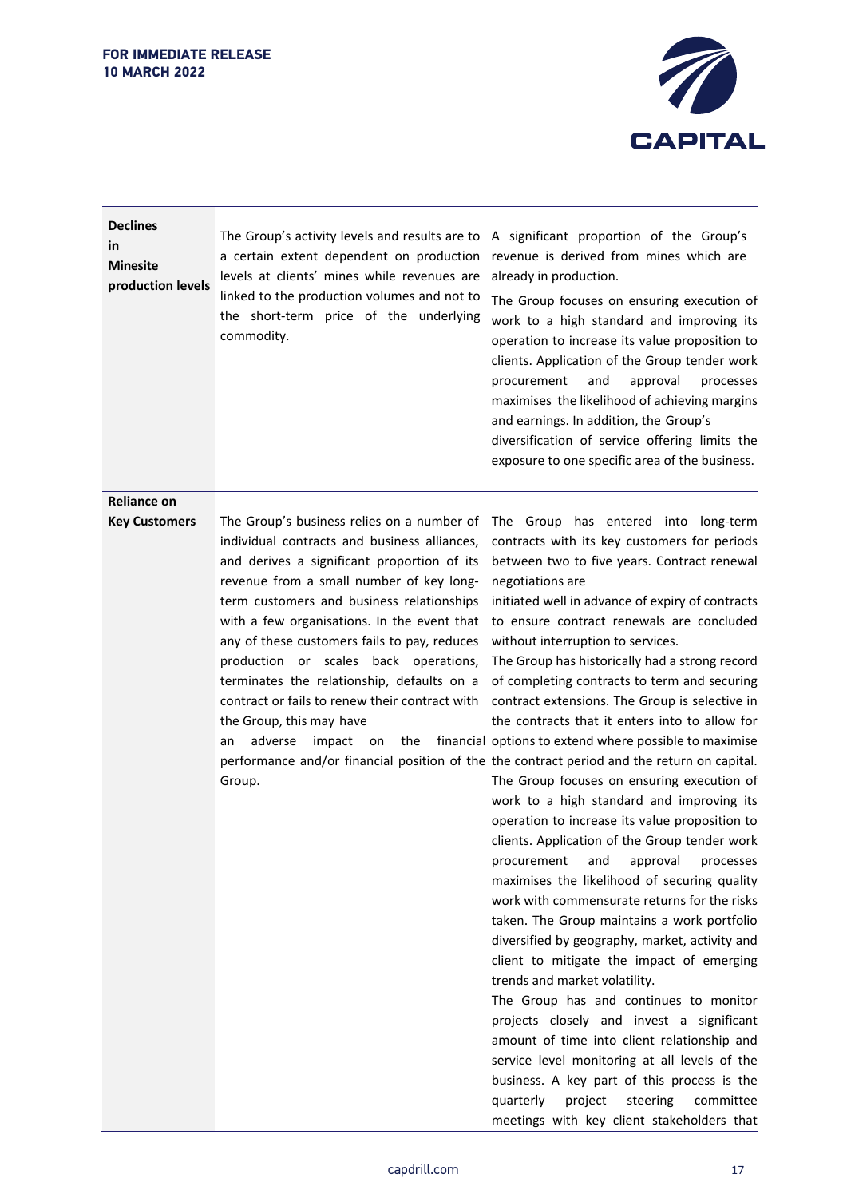| | | |
|---|---|---|
| **Declines in Minesite production levels** | The Group's activity levels and results are to a certain extent dependent on production levels at clients' mines while revenues are linked to the production volumes and not to the short-term price of the underlying commodity. | A significant proportion of the Group's revenue is derived from mines which are already in production.<br>The Group focuses on ensuring execution of work to a high standard and improving its operation to increase its value proposition to clients. Application of the Group tender work procurement and approval processes maximises the likelihood of achieving margins and earnings. In addition, the Group's diversification of service offering limits the exposure to one specific area of the business. |
| **Reliance on Key Customers** | The Group's business relies on a number of individual contracts and business alliances, and derives a significant proportion of its revenue from a small number of key long-term customers and business relationships with a few organisations. In the event that any of these customers fails to pay, reduces production or scales back operations, terminates the relationship, defaults on a contract or fails to renew their contract with the Group, this may have an adverse impact on the financial performance and/or financial position of the Group. | The Group has entered into long-term contracts with its key customers for periods between two to five years. Contract renewal negotiations are initiated well in advance of expiry of contracts to ensure contract renewals are concluded without interruption to services.<br>The Group has historically had a strong record of completing contracts to term and securing contract extensions. The Group is selective in the contracts that it enters into to allow for options to extend where possible to maximise the contract period and the return on capital.<br>The Group focuses on ensuring execution of work to a high standard and improving its operation to increase its value proposition to clients. Application of the Group tender work procurement and approval processes maximises the likelihood of securing quality work with commensurate returns for the risks taken. The Group maintains a work portfolio diversified by geography, market, activity and client to mitigate the impact of emerging trends and market volatility.<br>The Group has and continues to monitor projects closely and invest a significant amount of time into client relationship and service level monitoring at all levels of the business. A key part of this process is the quarterly project steering committee meetings with key client stakeholders that |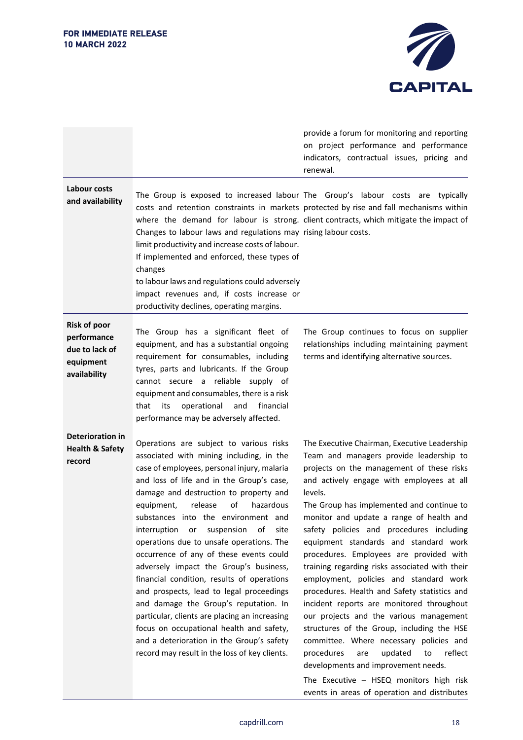| | | |
|---|---|---|
| | | provide a forum for monitoring and reporting on project performance and performance indicators, contractual issues, pricing and renewal. |
| **Labour costs and availability** | The Group is exposed to increased labour costs and retention constraints in markets where the demand for labour is strong. Changes to labour laws and regulations may limit productivity and increase costs of labour. If implemented and enforced, these types of changes to labour laws and regulations could adversely impact revenues and, if costs increase or productivity declines, operating margins. | The Group's labour costs are typically protected by rise and fall mechanisms within client contracts, which mitigate the impact of rising labour costs. |
| **Risk of poor performance due to lack of equipment availability** | The Group has a significant fleet of equipment, and has a substantial ongoing requirement for consumables, including tyres, parts and lubricants. If the Group cannot secure a reliable supply of equipment and consumables, there is a risk that its operational and financial performance may be adversely affected. | The Group continues to focus on supplier relationships including maintaining payment terms and identifying alternative sources. |
| **Deterioration in Health & Safety record** | Operations are subject to various risks associated with mining including, in the case of employees, personal injury, malaria and loss of life and in the Group's case, damage and destruction to property and equipment, release of hazardous substances into the environment and interruption or suspension of site operations due to unsafe operations. The occurrence of any of these events could adversely impact the Group's business, financial condition, results of operations and prospects, lead to legal proceedings and damage the Group's reputation. In particular, clients are placing an increasing focus on occupational health and safety, and a deterioration in the Group's safety record may result in the loss of key clients. | The Executive Chairman, Executive Leadership Team and managers provide leadership to projects on the management of these risks and actively engage with employees at all levels.<br>The Group has implemented and continue to monitor and update a range of health and safety policies and procedures including equipment standards and standard work procedures. Employees are provided with training regarding risks associated with their employment, policies and standard work procedures. Health and Safety statistics and incident reports are monitored throughout our projects and the various management structures of the Group, including the HSE committee. Where necessary policies and procedures are updated to reflect developments and improvement needs.<br>The Executive – HSEQ monitors high risk events in areas of operation and distributes |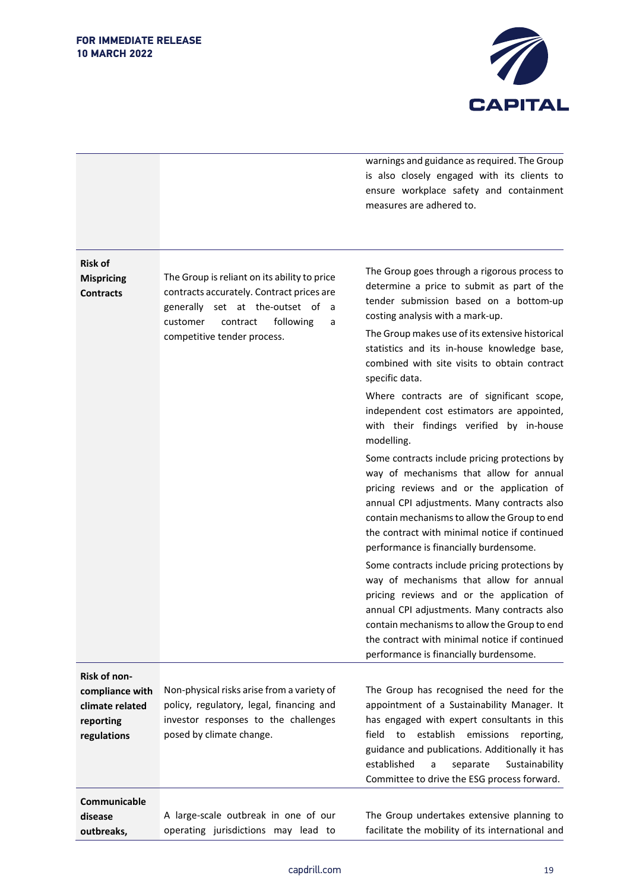| | | |
|---|---|---|
| | | warnings and guidance as required. The Group is also closely engaged with its clients to ensure workplace safety and containment measures are adhered to. |
| **Risk of Mispricing Contracts** | The Group is reliant on its ability to price contracts accurately. Contract prices are generally set at the-outset of a customer contract following a competitive tender process. | The Group goes through a rigorous process to determine a price to submit as part of the tender submission based on a bottom-up costing analysis with a mark-up.<br><br>The Group makes use of its extensive historical statistics and its in-house knowledge base, combined with site visits to obtain contract specific data.<br><br>Where contracts are of significant scope, independent cost estimators are appointed, with their findings verified by in-house modelling.<br><br>Some contracts include pricing protections by way of mechanisms that allow for annual pricing reviews and or the application of annual CPI adjustments. Many contracts also contain mechanisms to allow the Group to end the contract with minimal notice if continued performance is financially burdensome.<br><br>Some contracts include pricing protections by way of mechanisms that allow for annual pricing reviews and or the application of annual CPI adjustments. Many contracts also contain mechanisms to allow the Group to end the contract with minimal notice if continued performance is financially burdensome. |
| **Risk of non-compliance with climate related reporting regulations** | Non-physical risks arise from a variety of policy, regulatory, legal, financing and investor responses to the challenges posed by climate change. | The Group has recognised the need for the appointment of a Sustainability Manager. It has engaged with expert consultants in this field to establish emissions reporting, guidance and publications. Additionally it has established a separate Sustainability Committee to drive the ESG process forward. |
| **Communicable disease outbreaks,** | A large-scale outbreak in one of our operating jurisdictions may lead to | The Group undertakes extensive planning to facilitate the mobility of its international and |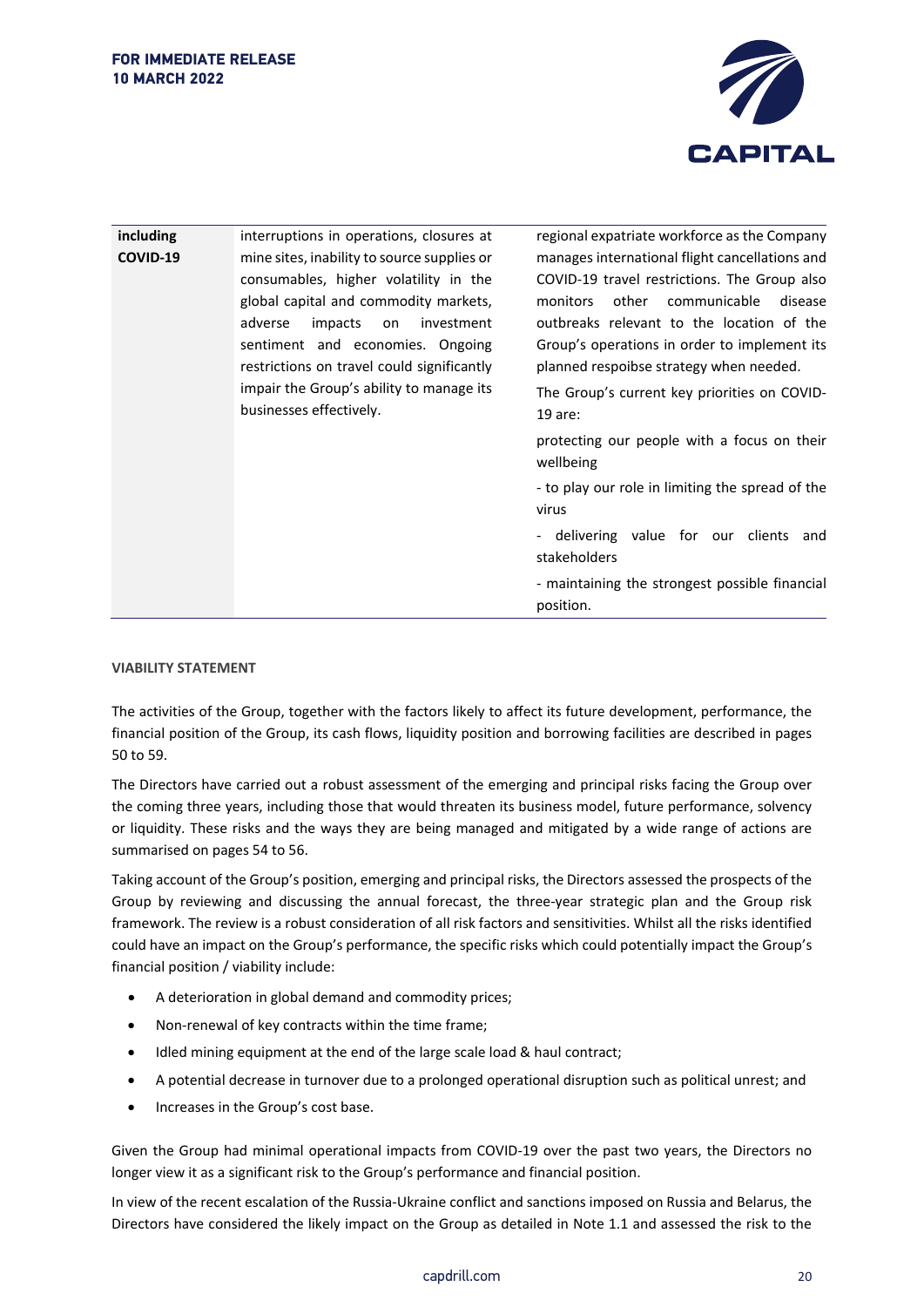| including COVID-19 | interruptions in operations, closures at mine sites, inability to source supplies or consumables, higher volatility in the global capital and commodity markets, adverse impacts on investment sentiment and economies. Ongoing restrictions on travel could significantly impair the Group's ability to manage its businesses effectively. | regional expatriate workforce as the Company manages international flight cancellations and COVID-19 travel restrictions. The Group also monitors other communicable disease outbreaks relevant to the location of the Group's operations in order to implement its planned respoibse strategy when needed.<br><br>The Group's current key priorities on COVID-19 are:<br><br>protecting our people with a focus on their wellbeing<br><br>- to play our role in limiting the spread of the virus<br><br>- delivering value for our clients and stakeholders<br><br>- maintaining the strongest possible financial position. |
|---|---|---|

**VIABILITY STATEMENT**

The activities of the Group, together with the factors likely to affect its future development, performance, the financial position of the Group, its cash flows, liquidity position and borrowing facilities are described in pages 50 to 59.

The Directors have carried out a robust assessment of the emerging and principal risks facing the Group over the coming three years, including those that would threaten its business model, future performance, solvency or liquidity. These risks and the ways they are being managed and mitigated by a wide range of actions are summarised on pages 54 to 56.

Taking account of the Group's position, emerging and principal risks, the Directors assessed the prospects of the Group by reviewing and discussing the annual forecast, the three-year strategic plan and the Group risk framework. The review is a robust consideration of all risk factors and sensitivities. Whilst all the risks identified could have an impact on the Group's performance, the specific risks which could potentially impact the Group's financial position / viability include:

- A deterioration in global demand and commodity prices;
- Non-renewal of key contracts within the time frame;
- Idled mining equipment at the end of the large scale load & haul contract;
- A potential decrease in turnover due to a prolonged operational disruption such as political unrest; and
- Increases in the Group's cost base.

Given the Group had minimal operational impacts from COVID-19 over the past two years, the Directors no longer view it as a significant risk to the Group's performance and financial position.

In view of the recent escalation of the Russia-Ukraine conflict and sanctions imposed on Russia and Belarus, the Directors have considered the likely impact on the Group as detailed in Note 1.1 and assessed the risk to the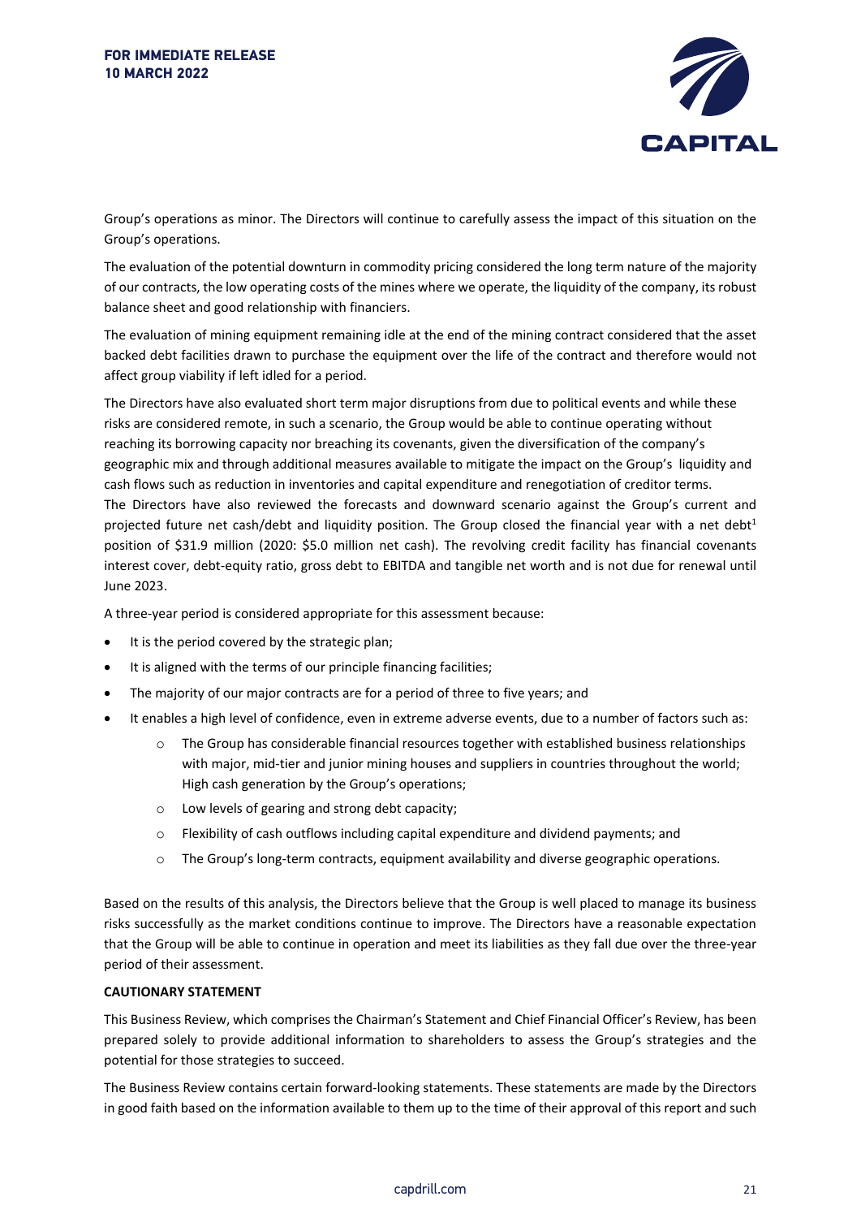Group's operations as minor. The Directors will continue to carefully assess the impact of this situation on the Group's operations.

The evaluation of the potential downturn in commodity pricing considered the long term nature of the majority of our contracts, the low operating costs of the mines where we operate, the liquidity of the company, its robust balance sheet and good relationship with financiers.

The evaluation of mining equipment remaining idle at the end of the mining contract considered that the asset backed debt facilities drawn to purchase the equipment over the life of the contract and therefore would not affect group viability if left idled for a period.

The Directors have also evaluated short term major disruptions from due to political events and while these risks are considered remote, in such a scenario, the Group would be able to continue operating without reaching its borrowing capacity nor breaching its covenants, given the diversification of the company's geographic mix and through additional measures available to mitigate the impact on the Group's liquidity and cash flows such as reduction in inventories and capital expenditure and renegotiation of creditor terms.

The Directors have also reviewed the forecasts and downward scenario against the Group's current and projected future net cash/debt and liquidity position. The Group closed the financial year with a net debt[1] position of $31.9 million (2020: $5.0 million net cash). The revolving credit facility has financial covenants interest cover, debt-equity ratio, gross debt to EBITDA and tangible net worth and is not due for renewal until June 2023.

A three-year period is considered appropriate for this assessment because:

- It is the period covered by the strategic plan;
- It is aligned with the terms of our principle financing facilities;
- The majority of our major contracts are for a period of three to five years; and
- It enables a high level of confidence, even in extreme adverse events, due to a number of factors such as:
  - The Group has considerable financial resources together with established business relationships with major, mid-tier and junior mining houses and suppliers in countries throughout the world; High cash generation by the Group's operations;
  - Low levels of gearing and strong debt capacity;
  - Flexibility of cash outflows including capital expenditure and dividend payments; and
  - The Group's long-term contracts, equipment availability and diverse geographic operations.

Based on the results of this analysis, the Directors believe that the Group is well placed to manage its business risks successfully as the market conditions continue to improve. The Directors have a reasonable expectation that the Group will be able to continue in operation and meet its liabilities as they fall due over the three-year period of their assessment.

**CAUTIONARY STATEMENT**

This Business Review, which comprises the Chairman's Statement and Chief Financial Officer's Review, has been prepared solely to provide additional information to shareholders to assess the Group's strategies and the potential for those strategies to succeed.

The Business Review contains certain forward-looking statements. These statements are made by the Directors in good faith based on the information available to them up to the time of their approval of this report and such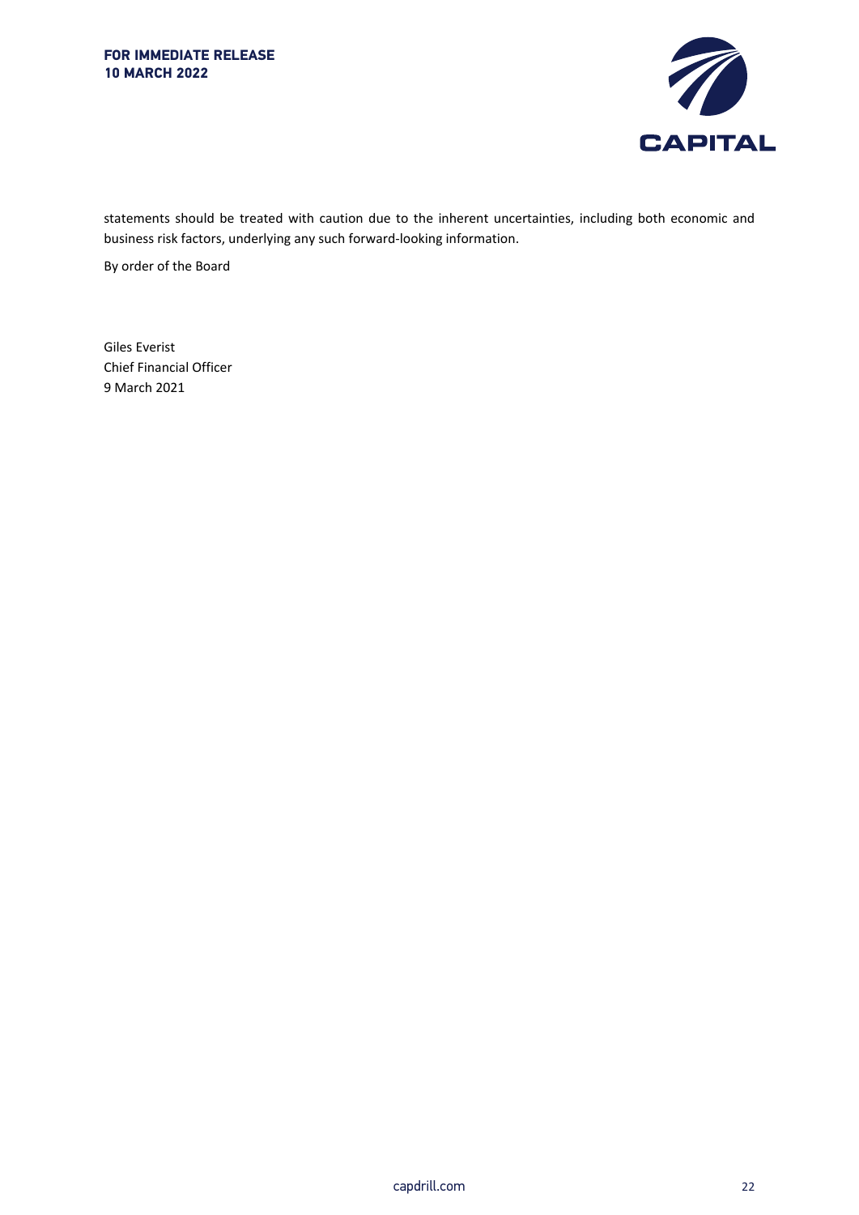statements should be treated with caution due to the inherent uncertainties, including both economic and business risk factors, underlying any such forward-looking information.

By order of the Board

Giles Everist
Chief Financial Officer
9 March 2021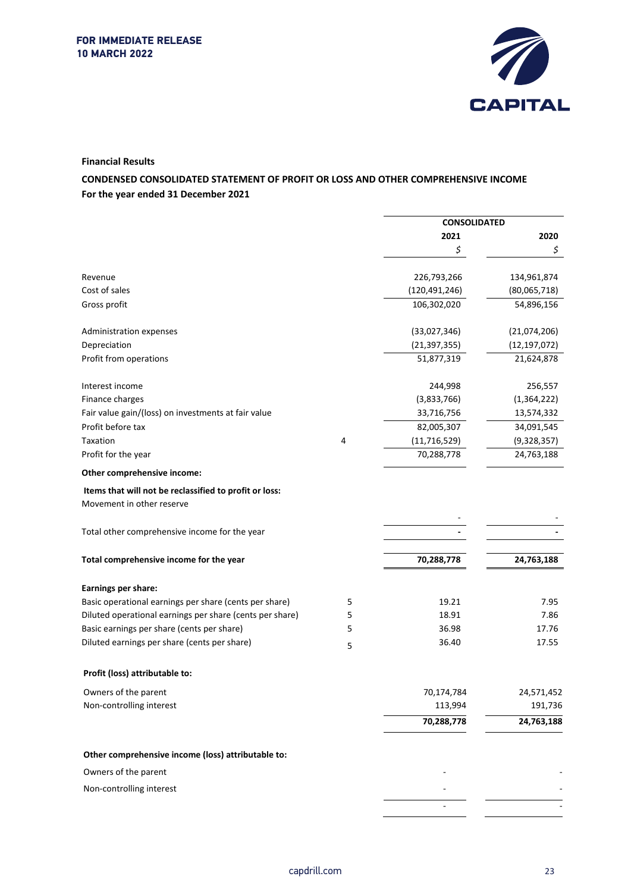**FOR IMMEDIATE RELEASE**
**10 MARCH 2022**

CAPITAL

**Financial Results**

**CONDENSED CONSOLIDATED STATEMENT OF PROFIT OR LOSS AND OTHER COMPREHENSIVE INCOME**
**For the year ended 31 December 2021**

| | | CONSOLIDATED | |
|---|---|---|---|
| | | **2021** | **2020** |
| | | $ | $ |
| Revenue | | 226,793,266 | 134,961,874 |
| Cost of sales | | (120,491,246) | (80,065,718) |
| Gross profit | | 106,302,020 | 54,896,156 |
| | | | |
| Administration expenses | | (33,027,346) | (21,074,206) |
| Depreciation | | (21,397,355) | (12,197,072) |
| Profit from operations | | 51,877,319 | 21,624,878 |
| | | | |
| Interest income | | 244,998 | 256,557 |
| Finance charges | | (3,833,766) | (1,364,222) |
| Fair value gain/(loss) on investments at fair value | | 33,716,756 | 13,574,332 |
| Profit before tax | | 82,005,307 | 34,091,545 |
| Taxation | 4 | (11,716,529) | (9,328,357) |
| Profit for the year | | 70,288,778 | 24,763,188 |
| **Other comprehensive income:** | | | |
| **Items that will not be reclassified to profit or loss:** | | | |
| Movement in other reserve | | - | - |
| Total other comprehensive income for the year | | **-** | **-** |
| | | | |
| **Total comprehensive income for the year** | | **70,288,778** | **24,763,188** |
| | | | |
| **Earnings per share:** | | | |
| Basic operational earnings per share (cents per share) | 5 | 19.21 | 7.95 |
| Diluted operational earnings per share (cents per share) | 5 | 18.91 | 7.86 |
| Basic earnings per share (cents per share) | 5 | 36.98 | 17.76 |
| Diluted earnings per share (cents per share) | 5 | 36.40 | 17.55 |
| | | | |
| **Profit (loss) attributable to:** | | | |
| Owners of the parent | | 70,174,784 | 24,571,452 |
| Non-controlling interest | | 113,994 | 191,736 |
| | | **70,288,778** | **24,763,188** |
| | | | |
| **Other comprehensive income (loss) attributable to:** | | | |
| Owners of the parent | | - | - |
| Non-controlling interest | | - | - |
| | | - | - |

capdrill.com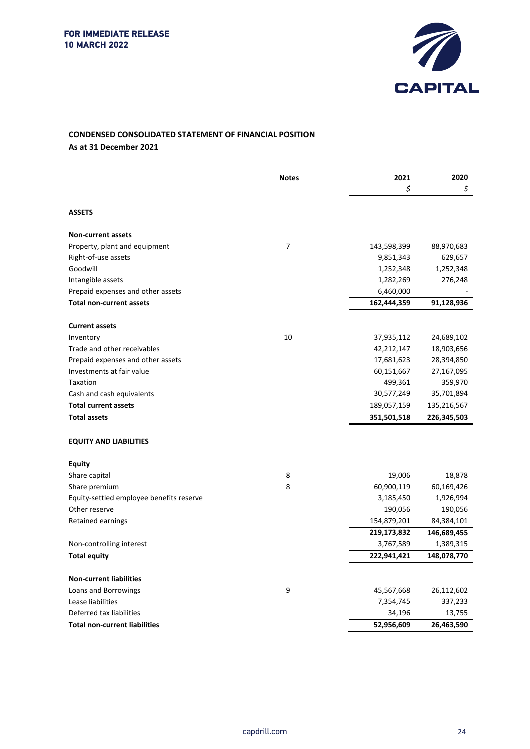**FOR IMMEDIATE RELEASE**
**10 MARCH 2022**

## CONDENSED CONSOLIDATED STATEMENT OF FINANCIAL POSITION

**As at 31 December 2021**

| | Notes | 2021 | 2020 |
|---|---|---|---|
| | | $ | $ |
| **ASSETS** | | | |
| **Non-current assets** | | | |
| Property, plant and equipment | 7 | 143,598,399 | 88,970,683 |
| Right-of-use assets | | 9,851,343 | 629,657 |
| Goodwill | | 1,252,348 | 1,252,348 |
| Intangible assets | | 1,282,269 | 276,248 |
| Prepaid expenses and other assets | | 6,460,000 | - |
| **Total non-current assets** | | **162,444,359** | **91,128,936** |
| **Current assets** | | | |
| Inventory | 10 | 37,935,112 | 24,689,102 |
| Trade and other receivables | | 42,212,147 | 18,903,656 |
| Prepaid expenses and other assets | | 17,681,623 | 28,394,850 |
| Investments at fair value | | 60,151,667 | 27,167,095 |
| Taxation | | 499,361 | 359,970 |
| Cash and cash equivalents | | 30,577,249 | 35,701,894 |
| **Total current assets** | | 189,057,159 | 135,216,567 |
| **Total assets** | | **351,501,518** | **226,345,503** |
| **EQUITY AND LIABILITIES** | | | |
| **Equity** | | | |
| Share capital | 8 | 19,006 | 18,878 |
| Share premium | 8 | 60,900,119 | 60,169,426 |
| Equity-settled employee benefits reserve | | 3,185,450 | 1,926,994 |
| Other reserve | | 190,056 | 190,056 |
| Retained earnings | | 154,879,201 | 84,384,101 |
| | | **219,173,832** | **146,689,455** |
| Non-controlling interest | | 3,767,589 | 1,389,315 |
| **Total equity** | | **222,941,421** | **148,078,770** |
| **Non-current liabilities** | | | |
| Loans and Borrowings | 9 | 45,567,668 | 26,112,602 |
| Lease liabilities | | 7,354,745 | 337,233 |
| Deferred tax liabilities | | 34,196 | 13,755 |
| **Total non-current liabilities** | | **52,956,609** | **26,463,590** |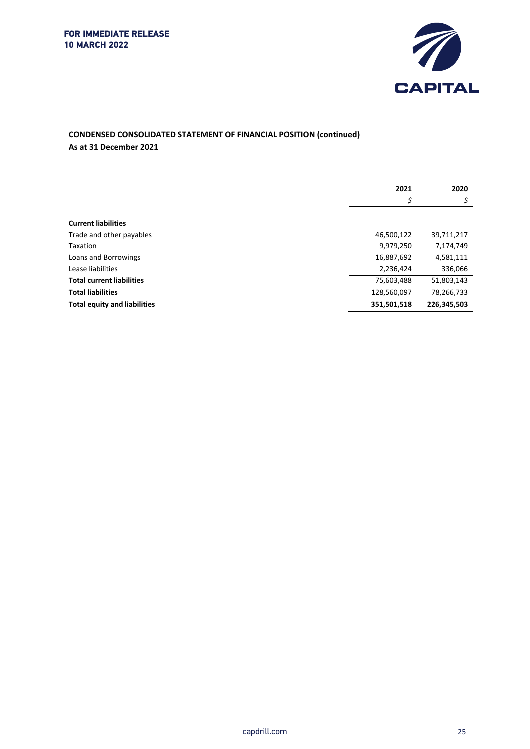**FOR IMMEDIATE RELEASE**
**10 MARCH 2022**

## CONDENSED CONSOLIDATED STATEMENT OF FINANCIAL POSITION (continued)

**As at 31 December 2021**

| | 2021 | 2020 |
|---|---|---|
| | $ | $ |
| **Current liabilities** | | |
| Trade and other payables | 46,500,122 | 39,711,217 |
| Taxation | 9,979,250 | 7,174,749 |
| Loans and Borrowings | 16,887,692 | 4,581,111 |
| Lease liabilities | 2,236,424 | 336,066 |
| **Total current liabilities** | 75,603,488 | 51,803,143 |
| **Total liabilities** | 128,560,097 | 78,266,733 |
| **Total equity and liabilities** | **351,501,518** | **226,345,503** |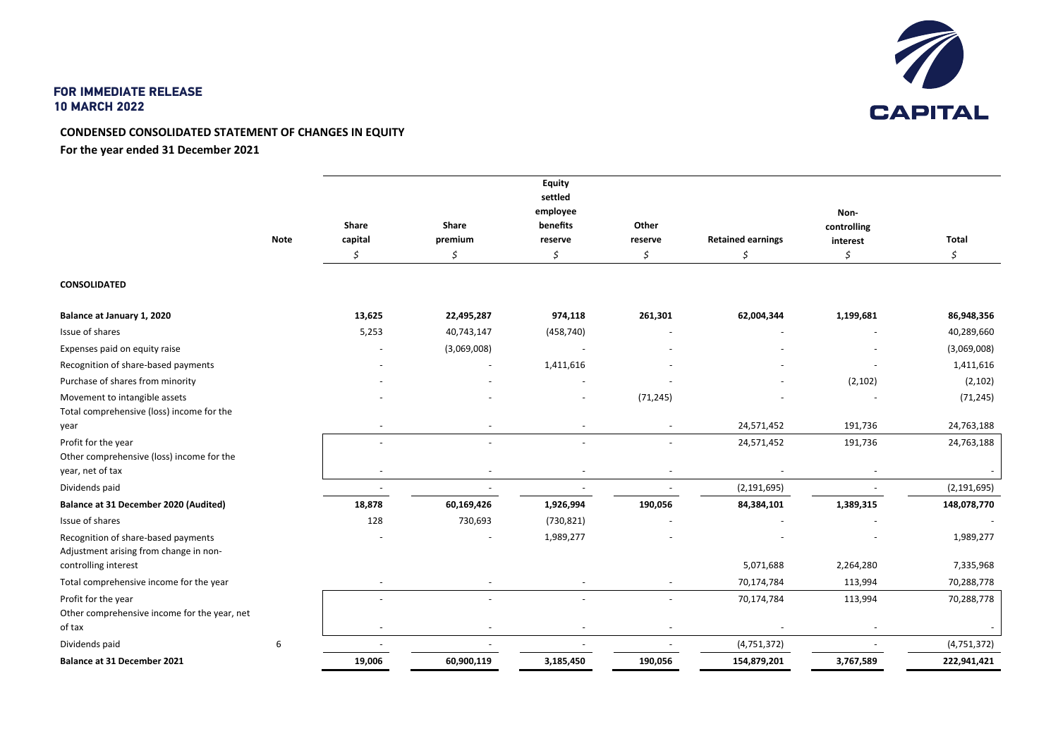**FOR IMMEDIATE RELEASE**
**10 MARCH 2022**

## CONDENSED CONSOLIDATED STATEMENT OF CHANGES IN EQUITY

### For the year ended 31 December 2021

| | Note | Share capital | Share premium | Equity settled employee benefits reserve | Other reserve | Retained earnings | Non-controlling interest | Total |
|---|---|---|---|---|---|---|---|---|
| | | $ | $ | $ | $ | $ | $ | $ |
| **CONSOLIDATED** | | | | | | | | |
| **Balance at January 1, 2020** | | **13,625** | **22,495,287** | **974,118** | **261,301** | **62,004,344** | **1,199,681** | **86,948,356** |
| Issue of shares | | 5,253 | 40,743,147 | (458,740) | - | - | - | 40,289,660 |
| Expenses paid on equity raise | | - | (3,069,008) | - | - | - | - | (3,069,008) |
| Recognition of share-based payments | | - | - | 1,411,616 | - | - | - | 1,411,616 |
| Purchase of shares from minority | | - | - | - | - | - | (2,102) | (2,102) |
| Movement to intangible assets | | - | - | - | (71,245) | - | - | (71,245) |
| Total comprehensive (loss) income for the year | | - | - | - | - | 24,571,452 | 191,736 | 24,763,188 |
| Profit for the year | | - | - | - | - | 24,571,452 | 191,736 | 24,763,188 |
| Other comprehensive (loss) income for the year, net of tax | | - | - | - | - | - | - | - |
| Dividends paid | | - | - | - | - | (2,191,695) | - | (2,191,695) |
| **Balance at 31 December 2020 (Audited)** | | **18,878** | **60,169,426** | **1,926,994** | **190,056** | **84,384,101** | **1,389,315** | **148,078,770** |
| Issue of shares | | 128 | 730,693 | (730,821) | - | - | - | - |
| Recognition of share-based payments | | - | - | 1,989,277 | - | - | - | 1,989,277 |
| Adjustment arising from change in non-controlling interest | | | | | | 5,071,688 | 2,264,280 | 7,335,968 |
| Total comprehensive income for the year | | - | - | - | - | 70,174,784 | 113,994 | 70,288,778 |
| Profit for the year | | - | - | - | - | 70,174,784 | 113,994 | 70,288,778 |
| Other comprehensive income for the year, net of tax | | - | - | - | - | - | - | - |
| Dividends paid | 6 | - | - | - | - | (4,751,372) | - | (4,751,372) |
| **Balance at 31 December 2021** | | **19,006** | **60,900,119** | **3,185,450** | **190,056** | **154,879,201** | **3,767,589** | **222,941,421** |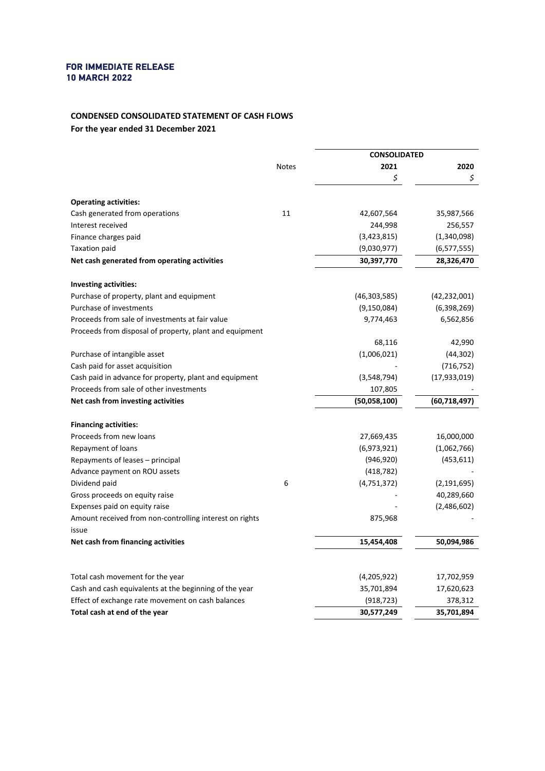**FOR IMMEDIATE RELEASE**
**10 MARCH 2022**

## CONDENSED CONSOLIDATED STATEMENT OF CASH FLOWS

**For the year ended 31 December 2021**

| | Notes | CONSOLIDATED | |
|---|---|---|---|
| | | **2021** | **2020** |
| | | $ | $ |
| **Operating activities:** | | | |
| Cash generated from operations | 11 | 42,607,564 | 35,987,566 |
| Interest received | | 244,998 | 256,557 |
| Finance charges paid | | (3,423,815) | (1,340,098) |
| Taxation paid | | (9,030,977) | (6,577,555) |
| **Net cash generated from operating activities** | | **30,397,770** | **28,326,470** |
| **Investing activities:** | | | |
| Purchase of property, plant and equipment | | (46,303,585) | (42,232,001) |
| Purchase of investments | | (9,150,084) | (6,398,269) |
| Proceeds from sale of investments at fair value | | 9,774,463 | 6,562,856 |
| Proceeds from disposal of property, plant and equipment | | 68,116 | 42,990 |
| Purchase of intangible asset | | (1,006,021) | (44,302) |
| Cash paid for asset acquisition | | - | (716,752) |
| Cash paid in advance for property, plant and equipment | | (3,548,794) | (17,933,019) |
| Proceeds from sale of other investments | | 107,805 | - |
| **Net cash from investing activities** | | **(50,058,100)** | **(60,718,497)** |
| **Financing activities:** | | | |
| Proceeds from new loans | | 27,669,435 | 16,000,000 |
| Repayment of loans | | (6,973,921) | (1,062,766) |
| Repayments of leases – principal | | (946,920) | (453,611) |
| Advance payment on ROU assets | | (418,782) | - |
| Dividend paid | 6 | (4,751,372) | (2,191,695) |
| Gross proceeds on equity raise | | - | 40,289,660 |
| Expenses paid on equity raise | | - | (2,486,602) |
| Amount received from non-controlling interest on rights issue | | 875,968 | - |
| **Net cash from financing activities** | | **15,454,408** | **50,094,986** |
| Total cash movement for the year | | (4,205,922) | 17,702,959 |
| Cash and cash equivalents at the beginning of the year | | 35,701,894 | 17,620,623 |
| Effect of exchange rate movement on cash balances | | (918,723) | 378,312 |
| **Total cash at end of the year** | | **30,577,249** | **35,701,894** |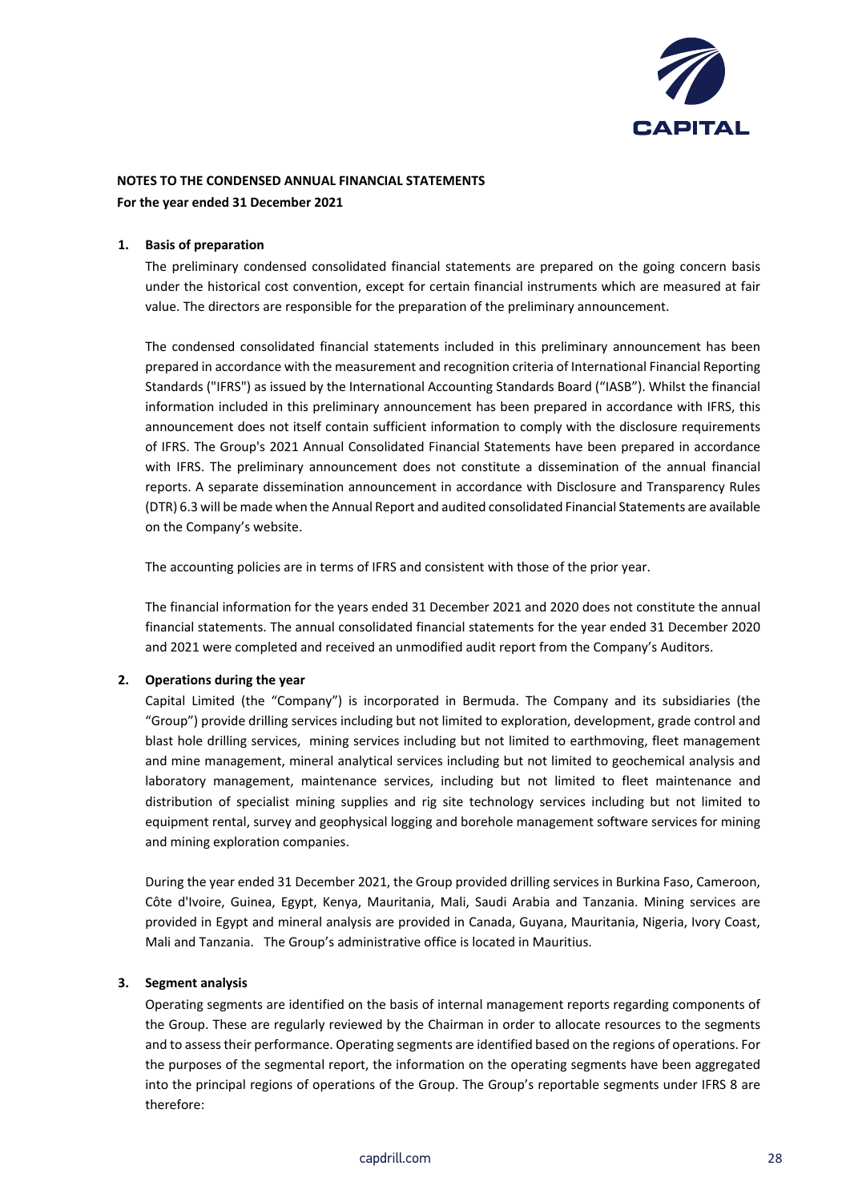**NOTES TO THE CONDENSED ANNUAL FINANCIAL STATEMENTS**
**For the year ended 31 December 2021**

**1. Basis of preparation**

The preliminary condensed consolidated financial statements are prepared on the going concern basis under the historical cost convention, except for certain financial instruments which are measured at fair value. The directors are responsible for the preparation of the preliminary announcement.

The condensed consolidated financial statements included in this preliminary announcement has been prepared in accordance with the measurement and recognition criteria of International Financial Reporting Standards ("IFRS") as issued by the International Accounting Standards Board ("IASB"). Whilst the financial information included in this preliminary announcement has been prepared in accordance with IFRS, this announcement does not itself contain sufficient information to comply with the disclosure requirements of IFRS. The Group's 2021 Annual Consolidated Financial Statements have been prepared in accordance with IFRS. The preliminary announcement does not constitute a dissemination of the annual financial reports. A separate dissemination announcement in accordance with Disclosure and Transparency Rules (DTR) 6.3 will be made when the Annual Report and audited consolidated Financial Statements are available on the Company's website.

The accounting policies are in terms of IFRS and consistent with those of the prior year.

The financial information for the years ended 31 December 2021 and 2020 does not constitute the annual financial statements. The annual consolidated financial statements for the year ended 31 December 2020 and 2021 were completed and received an unmodified audit report from the Company's Auditors.

**2. Operations during the year**

Capital Limited (the "Company") is incorporated in Bermuda. The Company and its subsidiaries (the "Group") provide drilling services including but not limited to exploration, development, grade control and blast hole drilling services, mining services including but not limited to earthmoving, fleet management and mine management, mineral analytical services including but not limited to geochemical analysis and laboratory management, maintenance services, including but not limited to fleet maintenance and distribution of specialist mining supplies and rig site technology services including but not limited to equipment rental, survey and geophysical logging and borehole management software services for mining and mining exploration companies.

During the year ended 31 December 2021, the Group provided drilling services in Burkina Faso, Cameroon, Côte d'Ivoire, Guinea, Egypt, Kenya, Mauritania, Mali, Saudi Arabia and Tanzania. Mining services are provided in Egypt and mineral analysis are provided in Canada, Guyana, Mauritania, Nigeria, Ivory Coast, Mali and Tanzania. The Group's administrative office is located in Mauritius.

**3. Segment analysis**

Operating segments are identified on the basis of internal management reports regarding components of the Group. These are regularly reviewed by the Chairman in order to allocate resources to the segments and to assess their performance. Operating segments are identified based on the regions of operations. For the purposes of the segmental report, the information on the operating segments have been aggregated into the principal regions of operations of the Group. The Group's reportable segments under IFRS 8 are therefore: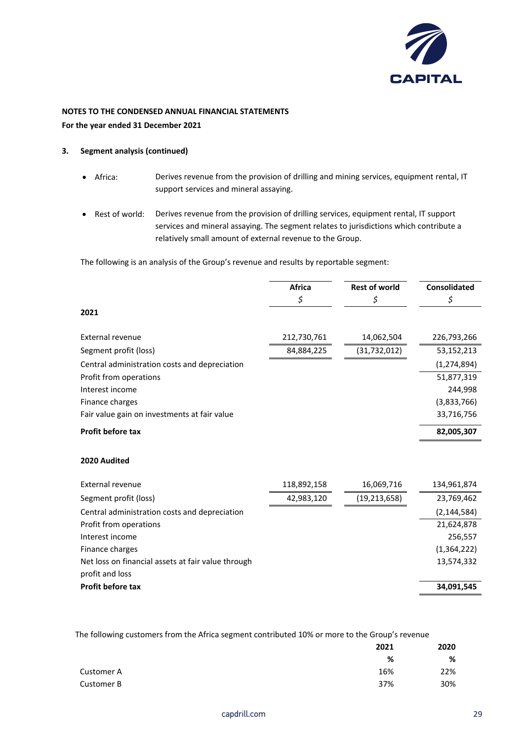**NOTES TO THE CONDENSED ANNUAL FINANCIAL STATEMENTS**
**For the year ended 31 December 2021**

**3. Segment analysis (continued)**

- Africa: Derives revenue from the provision of drilling and mining services, equipment rental, IT support services and mineral assaying.
- Rest of world: Derives revenue from the provision of drilling services, equipment rental, IT support services and mineral assaying. The segment relates to jurisdictions which contribute a relatively small amount of external revenue to the Group.

The following is an analysis of the Group's revenue and results by reportable segment:

| | Africa<br>$ | Rest of world<br>$ | Consolidated<br>$ |
|---|---|---|---|
| **2021** | | | |
| External revenue | 212,730,761 | 14,062,504 | 226,793,266 |
| Segment profit (loss) | 84,884,225 | (31,732,012) | 53,152,213 |
| Central administration costs and depreciation | | | (1,274,894) |
| Profit from operations | | | 51,877,319 |
| Interest income | | | 244,998 |
| Finance charges | | | (3,833,766) |
| Fair value gain on investments at fair value | | | 33,716,756 |
| **Profit before tax** | | | **82,005,307** |
| **2020 Audited** | | | |
| External revenue | 118,892,158 | 16,069,716 | 134,961,874 |
| Segment profit (loss) | 42,983,120 | (19,213,658) | 23,769,462 |
| Central administration costs and depreciation | | | (2,144,584) |
| Profit from operations | | | 21,624,878 |
| Interest income | | | 256,557 |
| Finance charges | | | (1,364,222) |
| Net loss on financial assets at fair value through profit and loss | | | 13,574,332 |
| **Profit before tax** | | | **34,091,545** |

The following customers from the Africa segment contributed 10% or more to the Group's revenue

| | 2021<br>% | 2020<br>% |
|---|---|---|
| Customer A | 16% | 22% |
| Customer B | 37% | 30% |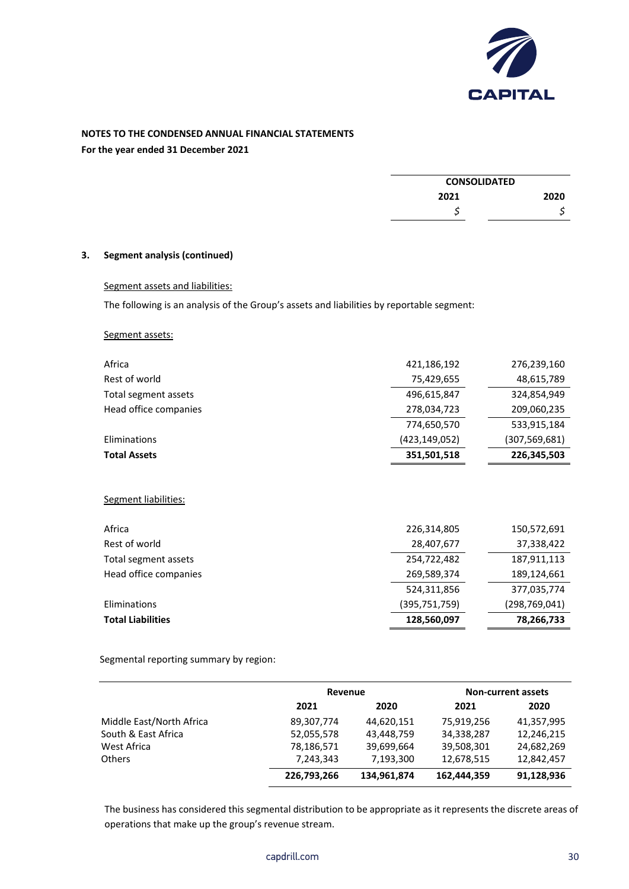**NOTES TO THE CONDENSED ANNUAL FINANCIAL STATEMENTS**
**For the year ended 31 December 2021**

## 3. Segment analysis (continued)

Segment assets and liabilities:

The following is an analysis of the Group's assets and liabilities by reportable segment:

Segment assets:

| | CONSOLIDATED 2021 $ | CONSOLIDATED 2020 $ |
|---|---|---|
| Africa | 421,186,192 | 276,239,160 |
| Rest of world | 75,429,655 | 48,615,789 |
| Total segment assets | 496,615,847 | 324,854,949 |
| Head office companies | 278,034,723 | 209,060,235 |
| | 774,650,570 | 533,915,184 |
| Eliminations | (423,149,052) | (307,569,681) |
| **Total Assets** | **351,501,518** | **226,345,503** |

Segment liabilities:

| | CONSOLIDATED 2021 $ | CONSOLIDATED 2020 $ |
|---|---|---|
| Africa | 226,314,805 | 150,572,691 |
| Rest of world | 28,407,677 | 37,338,422 |
| Total segment assets | 254,722,482 | 187,911,113 |
| Head office companies | 269,589,374 | 189,124,661 |
| | 524,311,856 | 377,035,774 |
| Eliminations | (395,751,759) | (298,769,041) |
| **Total Liabilities** | **128,560,097** | **78,266,733** |

Segmental reporting summary by region:

| | Revenue | | Non-current assets | |
|---|---|---|---|---|
| | 2021 | 2020 | 2021 | 2020 |
| Middle East/North Africa | 89,307,774 | 44,620,151 | 75,919,256 | 41,357,995 |
| South & East Africa | 52,055,578 | 43,448,759 | 34,338,287 | 12,246,215 |
| West Africa | 78,186,571 | 39,699,664 | 39,508,301 | 24,682,269 |
| Others | 7,243,343 | 7,193,300 | 12,678,515 | 12,842,457 |
| | **226,793,266** | **134,961,874** | **162,444,359** | **91,128,936** |

The business has considered this segmental distribution to be appropriate as it represents the discrete areas of operations that make up the group's revenue stream.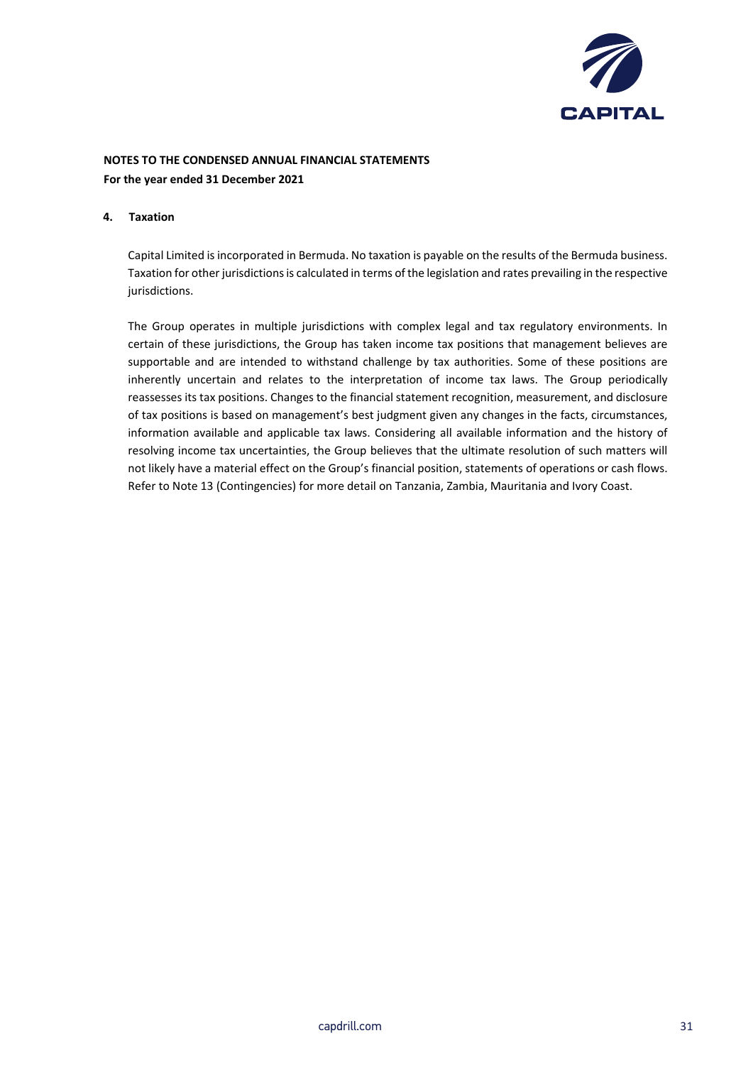**NOTES TO THE CONDENSED ANNUAL FINANCIAL STATEMENTS**
**For the year ended 31 December 2021**

**4. Taxation**

Capital Limited is incorporated in Bermuda. No taxation is payable on the results of the Bermuda business. Taxation for other jurisdictions is calculated in terms of the legislation and rates prevailing in the respective jurisdictions.

The Group operates in multiple jurisdictions with complex legal and tax regulatory environments. In certain of these jurisdictions, the Group has taken income tax positions that management believes are supportable and are intended to withstand challenge by tax authorities. Some of these positions are inherently uncertain and relates to the interpretation of income tax laws. The Group periodically reassesses its tax positions. Changes to the financial statement recognition, measurement, and disclosure of tax positions is based on management's best judgment given any changes in the facts, circumstances, information available and applicable tax laws. Considering all available information and the history of resolving income tax uncertainties, the Group believes that the ultimate resolution of such matters will not likely have a material effect on the Group's financial position, statements of operations or cash flows. Refer to Note 13 (Contingencies) for more detail on Tanzania, Zambia, Mauritania and Ivory Coast.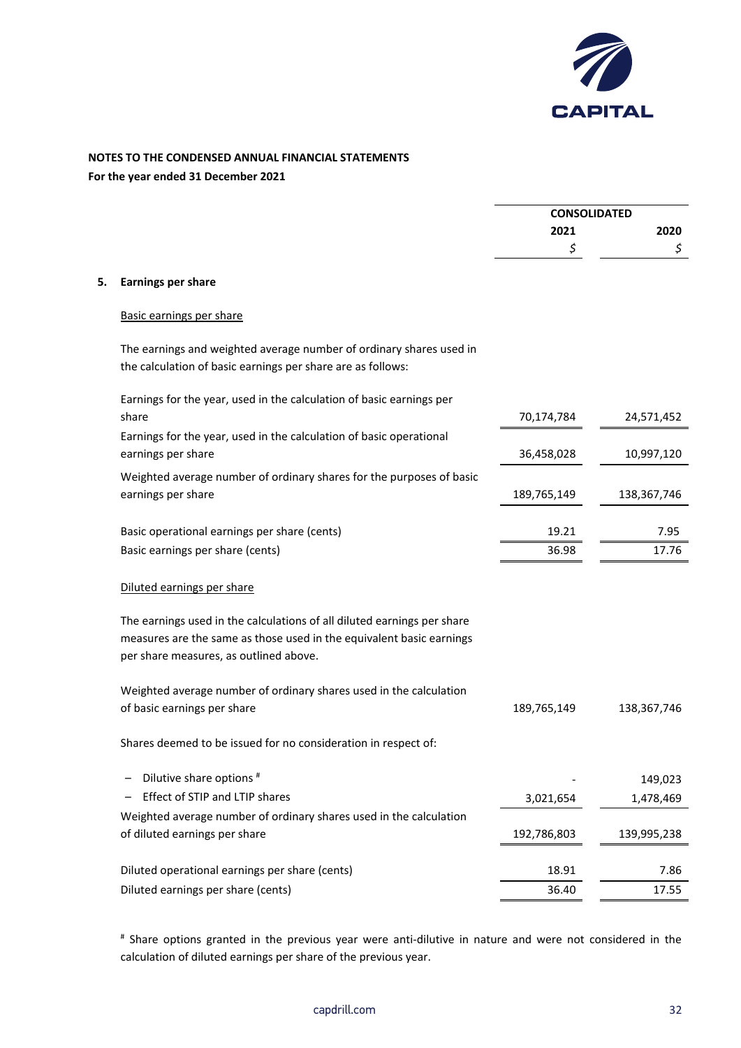## NOTES TO THE CONDENSED ANNUAL FINANCIAL STATEMENTS

**For the year ended 31 December 2021**

| | CONSOLIDATED | |
|---|---|---|
| | **2021** | **2020** |
| | $ | $ |
| **5. Earnings per share** | | |
| Basic earnings per share | | |
| The earnings and weighted average number of ordinary shares used in the calculation of basic earnings per share are as follows: | | |
| Earnings for the year, used in the calculation of basic earnings per share | 70,174,784 | 24,571,452 |
| Earnings for the year, used in the calculation of basic operational earnings per share | 36,458,028 | 10,997,120 |
| Weighted average number of ordinary shares for the purposes of basic earnings per share | 189,765,149 | 138,367,746 |
| Basic operational earnings per share (cents) | 19.21 | 7.95 |
| Basic earnings per share (cents) | 36.98 | 17.76 |
| Diluted earnings per share | | |
| The earnings used in the calculations of all diluted earnings per share measures are the same as those used in the equivalent basic earnings per share measures, as outlined above. | | |
| Weighted average number of ordinary shares used in the calculation of basic earnings per share | 189,765,149 | 138,367,746 |
| Shares deemed to be issued for no consideration in respect of: | | |
| – Dilutive share options [#] | - | 149,023 |
| – Effect of STIP and LTIP shares | 3,021,654 | 1,478,469 |
| Weighted average number of ordinary shares used in the calculation of diluted earnings per share | 192,786,803 | 139,995,238 |
| Diluted operational earnings per share (cents) | 18.91 | 7.86 |
| Diluted earnings per share (cents) | 36.40 | 17.55 |

[#] Share options granted in the previous year were anti-dilutive in nature and were not considered in the calculation of diluted earnings per share of the previous year.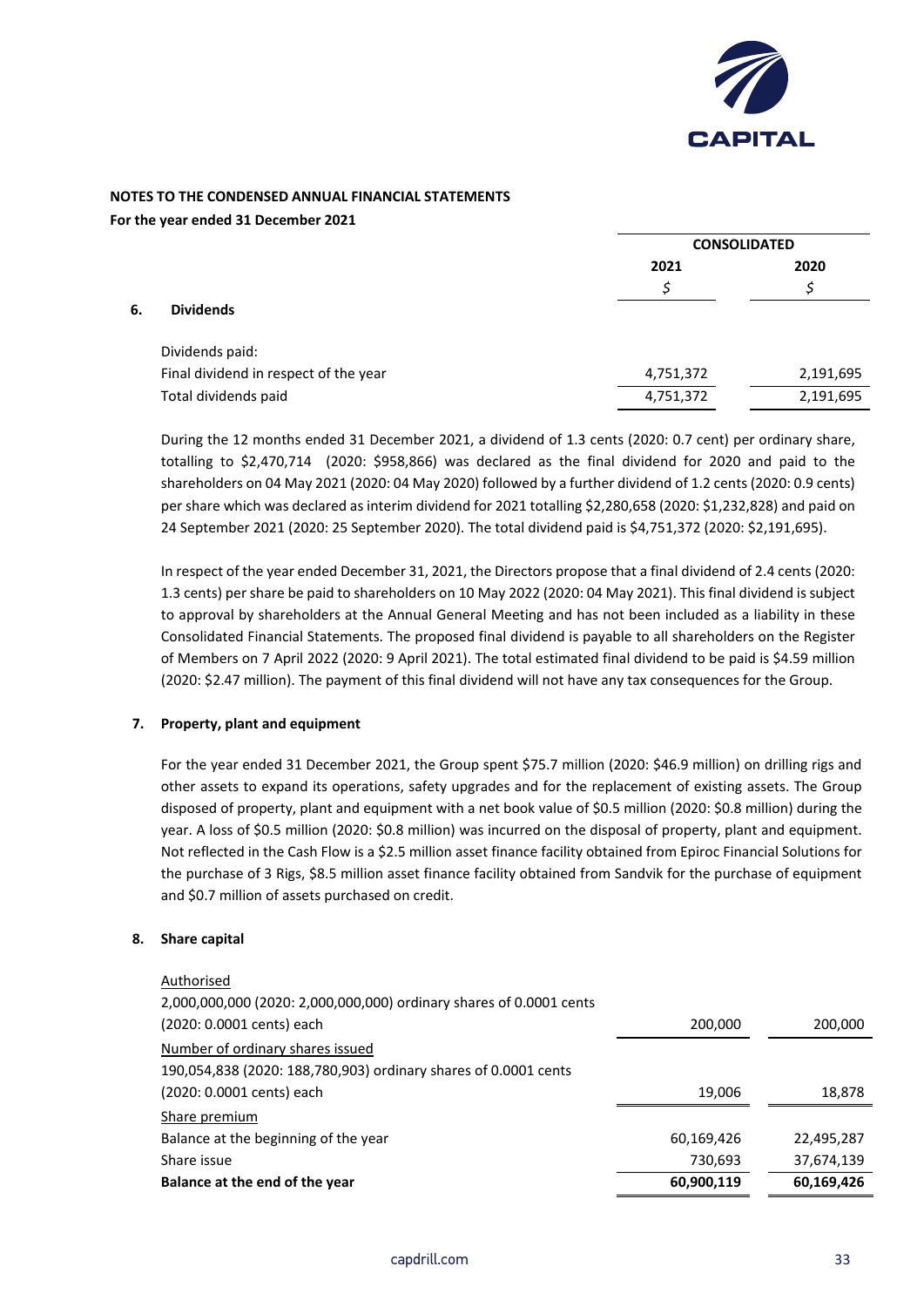## NOTES TO THE CONDENSED ANNUAL FINANCIAL STATEMENTS

**For the year ended 31 December 2021**

| | CONSOLIDATED | |
|---|---|---|
| | **2021** | **2020** |
| | $ | $ |
| **6. Dividends** | | |
| Dividends paid: | | |
| Final dividend in respect of the year | 4,751,372 | 2,191,695 |
| Total dividends paid | 4,751,372 | 2,191,695 |

During the 12 months ended 31 December 2021, a dividend of 1.3 cents (2020: 0.7 cent) per ordinary share, totalling to $2,470,714 (2020: $958,866) was declared as the final dividend for 2020 and paid to the shareholders on 04 May 2021 (2020: 04 May 2020) followed by a further dividend of 1.2 cents (2020: 0.9 cents) per share which was declared as interim dividend for 2021 totalling $2,280,658 (2020: $1,232,828) and paid on 24 September 2021 (2020: 25 September 2020). The total dividend paid is $4,751,372 (2020: $2,191,695).

In respect of the year ended December 31, 2021, the Directors propose that a final dividend of 2.4 cents (2020: 1.3 cents) per share be paid to shareholders on 10 May 2022 (2020: 04 May 2021). This final dividend is subject to approval by shareholders at the Annual General Meeting and has not been included as a liability in these Consolidated Financial Statements. The proposed final dividend is payable to all shareholders on the Register of Members on 7 April 2022 (2020: 9 April 2021). The total estimated final dividend to be paid is $4.59 million (2020: $2.47 million). The payment of this final dividend will not have any tax consequences for the Group.

### 7. Property, plant and equipment

For the year ended 31 December 2021, the Group spent $75.7 million (2020: $46.9 million) on drilling rigs and other assets to expand its operations, safety upgrades and for the replacement of existing assets. The Group disposed of property, plant and equipment with a net book value of $0.5 million (2020: $0.8 million) during the year. A loss of $0.5 million (2020: $0.8 million) was incurred on the disposal of property, plant and equipment. Not reflected in the Cash Flow is a $2.5 million asset finance facility obtained from Epiroc Financial Solutions for the purchase of 3 Rigs, $8.5 million asset finance facility obtained from Sandvik for the purchase of equipment and $0.7 million of assets purchased on credit.

### 8. Share capital

| | 2021 | 2020 |
|---|---|---|
| Authorised | | |
| 2,000,000,000 (2020: 2,000,000,000) ordinary shares of 0.0001 cents (2020: 0.0001 cents) each | 200,000 | 200,000 |
| Number of ordinary shares issued | | |
| 190,054,838 (2020: 188,780,903) ordinary shares of 0.0001 cents (2020: 0.0001 cents) each | 19,006 | 18,878 |
| Share premium | | |
| Balance at the beginning of the year | 60,169,426 | 22,495,287 |
| Share issue | 730,693 | 37,674,139 |
| **Balance at the end of the year** | **60,900,119** | **60,169,426** |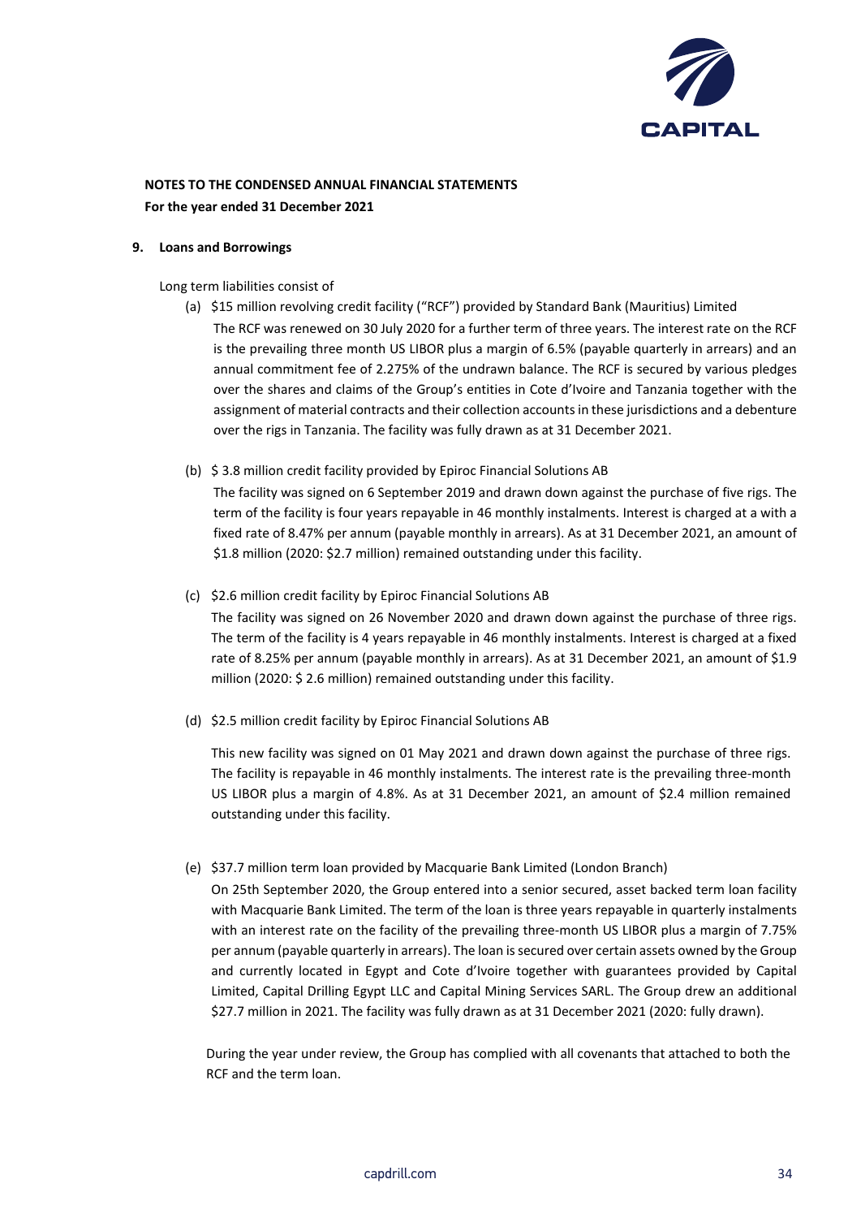**NOTES TO THE CONDENSED ANNUAL FINANCIAL STATEMENTS**
**For the year ended 31 December 2021**

**9. Loans and Borrowings**

Long term liabilities consist of

(a) $15 million revolving credit facility ("RCF") provided by Standard Bank (Mauritius) Limited

The RCF was renewed on 30 July 2020 for a further term of three years. The interest rate on the RCF is the prevailing three month US LIBOR plus a margin of 6.5% (payable quarterly in arrears) and an annual commitment fee of 2.275% of the undrawn balance. The RCF is secured by various pledges over the shares and claims of the Group's entities in Cote d'Ivoire and Tanzania together with the assignment of material contracts and their collection accounts in these jurisdictions and a debenture over the rigs in Tanzania. The facility was fully drawn as at 31 December 2021.

(b) $ 3.8 million credit facility provided by Epiroc Financial Solutions AB

The facility was signed on 6 September 2019 and drawn down against the purchase of five rigs. The term of the facility is four years repayable in 46 monthly instalments. Interest is charged at a with a fixed rate of 8.47% per annum (payable monthly in arrears). As at 31 December 2021, an amount of $1.8 million (2020: $2.7 million) remained outstanding under this facility.

(c) $2.6 million credit facility by Epiroc Financial Solutions AB

The facility was signed on 26 November 2020 and drawn down against the purchase of three rigs. The term of the facility is 4 years repayable in 46 monthly instalments. Interest is charged at a fixed rate of 8.25% per annum (payable monthly in arrears). As at 31 December 2021, an amount of $1.9 million (2020: $ 2.6 million) remained outstanding under this facility.

(d) $2.5 million credit facility by Epiroc Financial Solutions AB

This new facility was signed on 01 May 2021 and drawn down against the purchase of three rigs. The facility is repayable in 46 monthly instalments. The interest rate is the prevailing three-month US LIBOR plus a margin of 4.8%. As at 31 December 2021, an amount of $2.4 million remained outstanding under this facility.

(e) $37.7 million term loan provided by Macquarie Bank Limited (London Branch)

On 25th September 2020, the Group entered into a senior secured, asset backed term loan facility with Macquarie Bank Limited. The term of the loan is three years repayable in quarterly instalments with an interest rate on the facility of the prevailing three-month US LIBOR plus a margin of 7.75% per annum (payable quarterly in arrears). The loan is secured over certain assets owned by the Group and currently located in Egypt and Cote d'Ivoire together with guarantees provided by Capital Limited, Capital Drilling Egypt LLC and Capital Mining Services SARL. The Group drew an additional $27.7 million in 2021. The facility was fully drawn as at 31 December 2021 (2020: fully drawn).

During the year under review, the Group has complied with all covenants that attached to both the RCF and the term loan.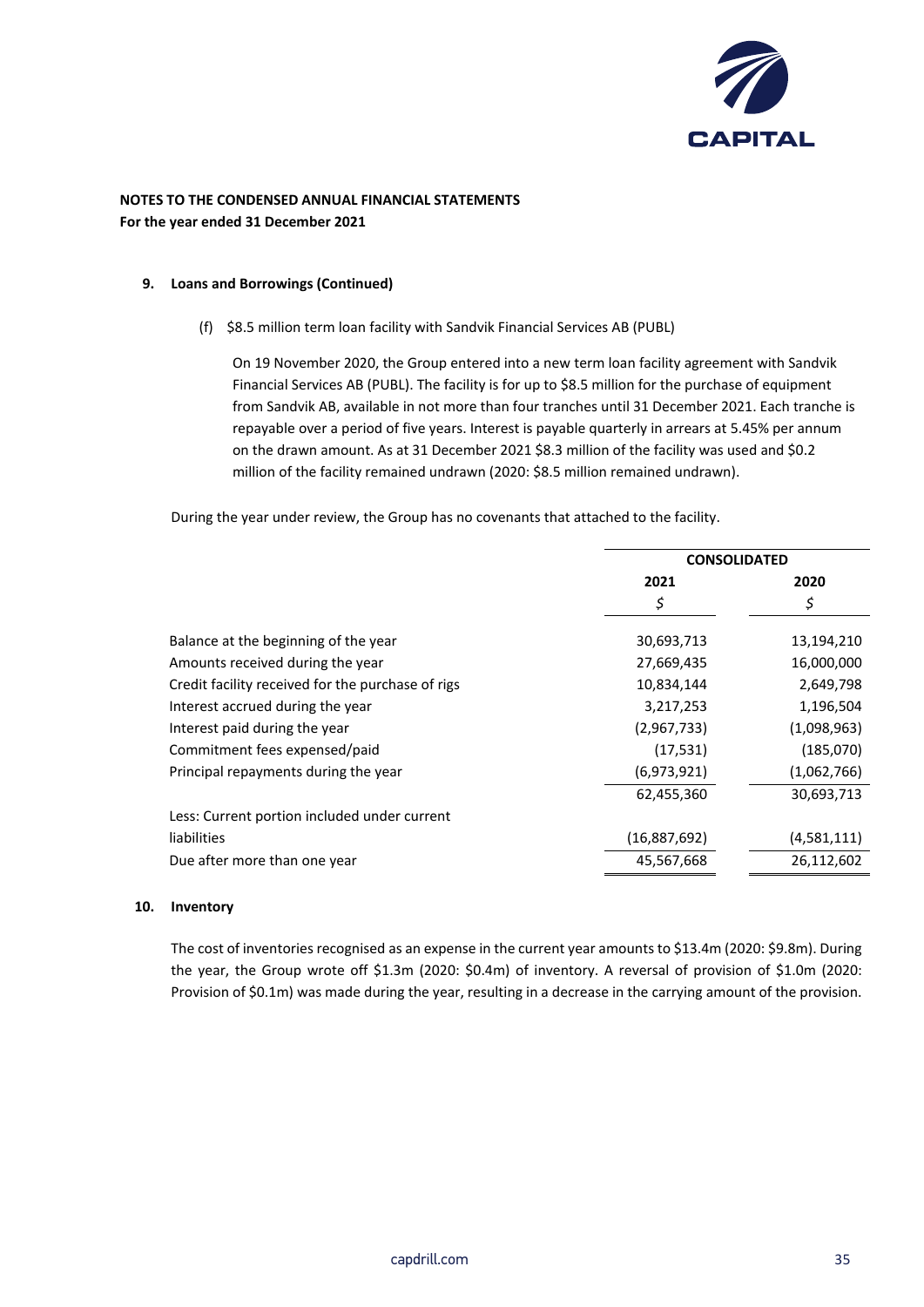**NOTES TO THE CONDENSED ANNUAL FINANCIAL STATEMENTS**
**For the year ended 31 December 2021**

**9. Loans and Borrowings (Continued)**

(f) $8.5 million term loan facility with Sandvik Financial Services AB (PUBL)

On 19 November 2020, the Group entered into a new term loan facility agreement with Sandvik Financial Services AB (PUBL). The facility is for up to $8.5 million for the purchase of equipment from Sandvik AB, available in not more than four tranches until 31 December 2021. Each tranche is repayable over a period of five years. Interest is payable quarterly in arrears at 5.45% per annum on the drawn amount. As at 31 December 2021 $8.3 million of the facility was used and $0.2 million of the facility remained undrawn (2020: $8.5 million remained undrawn).

During the year under review, the Group has no covenants that attached to the facility.

| | CONSOLIDATED | |
|---|---|---|
| | 2021 | 2020 |
| | $ | $ |
| Balance at the beginning of the year | 30,693,713 | 13,194,210 |
| Amounts received during the year | 27,669,435 | 16,000,000 |
| Credit facility received for the purchase of rigs | 10,834,144 | 2,649,798 |
| Interest accrued during the year | 3,217,253 | 1,196,504 |
| Interest paid during the year | (2,967,733) | (1,098,963) |
| Commitment fees expensed/paid | (17,531) | (185,070) |
| Principal repayments during the year | (6,973,921) | (1,062,766) |
| | 62,455,360 | 30,693,713 |
| Less: Current portion included under current liabilities | (16,887,692) | (4,581,111) |
| Due after more than one year | 45,567,668 | 26,112,602 |

**10. Inventory**

The cost of inventories recognised as an expense in the current year amounts to $13.4m (2020: $9.8m). During the year, the Group wrote off $1.3m (2020: $0.4m) of inventory. A reversal of provision of $1.0m (2020: Provision of $0.1m) was made during the year, resulting in a decrease in the carrying amount of the provision.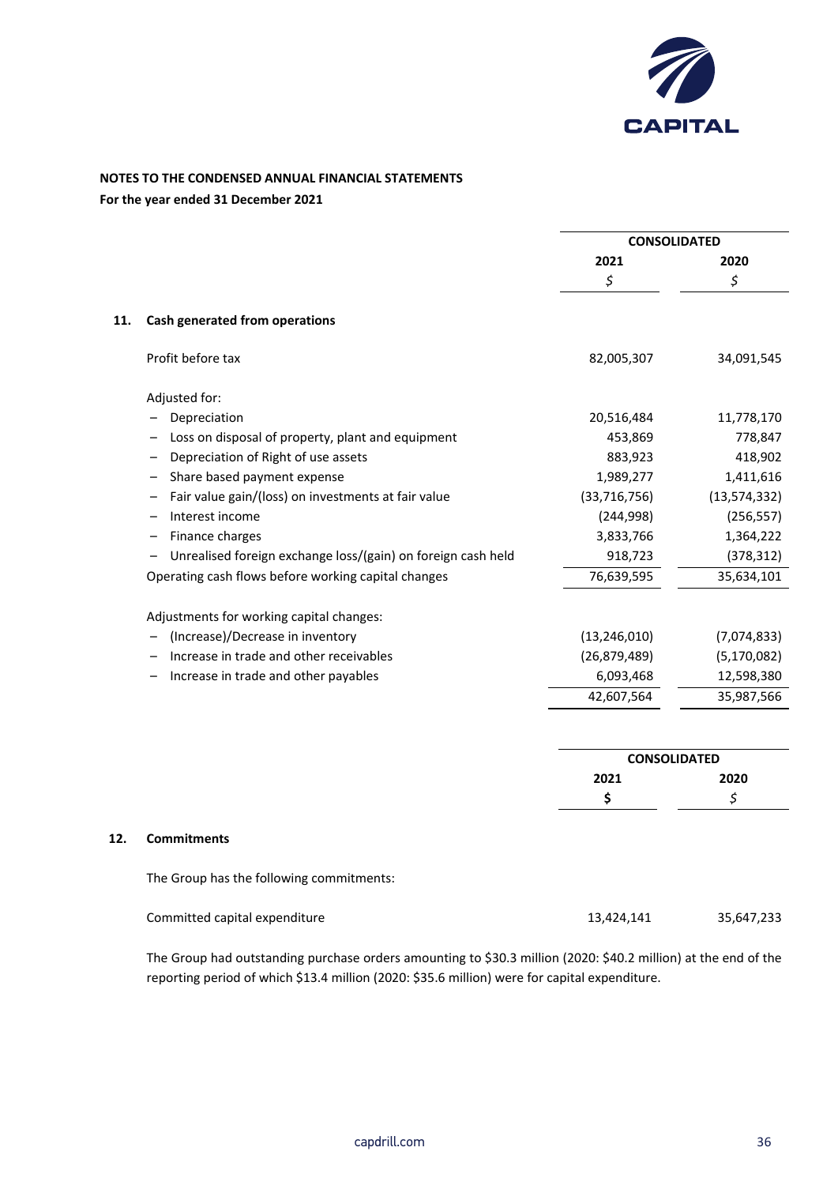**NOTES TO THE CONDENSED ANNUAL FINANCIAL STATEMENTS**
**For the year ended 31 December 2021**

| | CONSOLIDATED | |
|---|---|---|
| | 2021 | 2020 |
| | $ | $ |
| **11. Cash generated from operations** | | |
| Profit before tax | 82,005,307 | 34,091,545 |
| Adjusted for: | | |
| – Depreciation | 20,516,484 | 11,778,170 |
| – Loss on disposal of property, plant and equipment | 453,869 | 778,847 |
| – Depreciation of Right of use assets | 883,923 | 418,902 |
| – Share based payment expense | 1,989,277 | 1,411,616 |
| – Fair value gain/(loss) on investments at fair value | (33,716,756) | (13,574,332) |
| – Interest income | (244,998) | (256,557) |
| – Finance charges | 3,833,766 | 1,364,222 |
| – Unrealised foreign exchange loss/(gain) on foreign cash held | 918,723 | (378,312) |
| Operating cash flows before working capital changes | 76,639,595 | 35,634,101 |
| Adjustments for working capital changes: | | |
| – (Increase)/Decrease in inventory | (13,246,010) | (7,074,833) |
| – Increase in trade and other receivables | (26,879,489) | (5,170,082) |
| – Increase in trade and other payables | 6,093,468 | 12,598,380 |
| | 42,607,564 | 35,987,566 |

| | CONSOLIDATED | |
|---|---|---|
| | 2021 | 2020 |
| | $ | $ |
| **12. Commitments** | | |
| The Group has the following commitments: | | |
| Committed capital expenditure | 13,424,141 | 35,647,233 |

The Group had outstanding purchase orders amounting to $30.3 million (2020: $40.2 million) at the end of the reporting period of which $13.4 million (2020: $35.6 million) were for capital expenditure.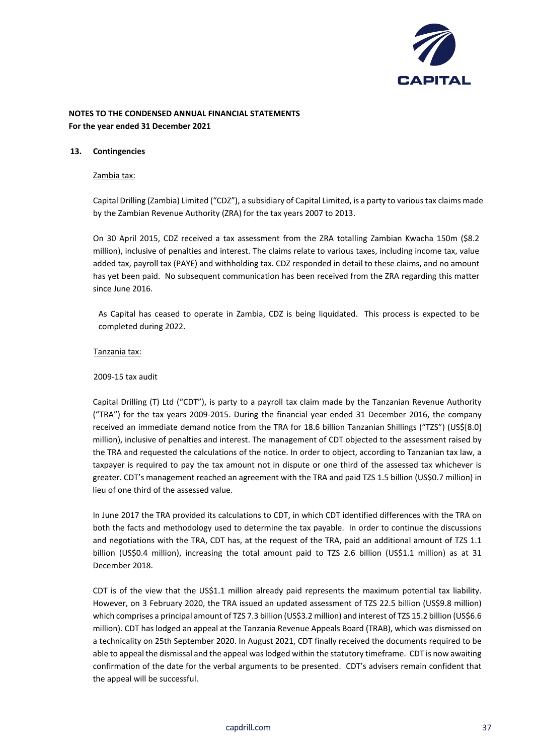**NOTES TO THE CONDENSED ANNUAL FINANCIAL STATEMENTS**
**For the year ended 31 December 2021**

## 13. Contingencies

Zambia tax:

Capital Drilling (Zambia) Limited ("CDZ"), a subsidiary of Capital Limited, is a party to various tax claims made by the Zambian Revenue Authority (ZRA) for the tax years 2007 to 2013.

On 30 April 2015, CDZ received a tax assessment from the ZRA totalling Zambian Kwacha 150m ($8.2 million), inclusive of penalties and interest. The claims relate to various taxes, including income tax, value added tax, payroll tax (PAYE) and withholding tax. CDZ responded in detail to these claims, and no amount has yet been paid. No subsequent communication has been received from the ZRA regarding this matter since June 2016.

As Capital has ceased to operate in Zambia, CDZ is being liquidated. This process is expected to be completed during 2022.

Tanzania tax:

2009-15 tax audit

Capital Drilling (T) Ltd ("CDT"), is party to a payroll tax claim made by the Tanzanian Revenue Authority ("TRA") for the tax years 2009-2015. During the financial year ended 31 December 2016, the company received an immediate demand notice from the TRA for 18.6 billion Tanzanian Shillings ("TZS") (US$[8.0] million), inclusive of penalties and interest. The management of CDT objected to the assessment raised by the TRA and requested the calculations of the notice. In order to object, according to Tanzanian tax law, a taxpayer is required to pay the tax amount not in dispute or one third of the assessed tax whichever is greater. CDT's management reached an agreement with the TRA and paid TZS 1.5 billion (US$0.7 million) in lieu of one third of the assessed value.

In June 2017 the TRA provided its calculations to CDT, in which CDT identified differences with the TRA on both the facts and methodology used to determine the tax payable. In order to continue the discussions and negotiations with the TRA, CDT has, at the request of the TRA, paid an additional amount of TZS 1.1 billion (US$0.4 million), increasing the total amount paid to TZS 2.6 billion (US$1.1 million) as at 31 December 2018.

CDT is of the view that the US$1.1 million already paid represents the maximum potential tax liability. However, on 3 February 2020, the TRA issued an updated assessment of TZS 22.5 billion (US$9.8 million) which comprises a principal amount of TZS 7.3 billion (US$3.2 million) and interest of TZS 15.2 billion (US$6.6 million). CDT has lodged an appeal at the Tanzania Revenue Appeals Board (TRAB), which was dismissed on a technicality on 25th September 2020. In August 2021, CDT finally received the documents required to be able to appeal the dismissal and the appeal was lodged within the statutory timeframe. CDT is now awaiting confirmation of the date for the verbal arguments to be presented. CDT's advisers remain confident that the appeal will be successful.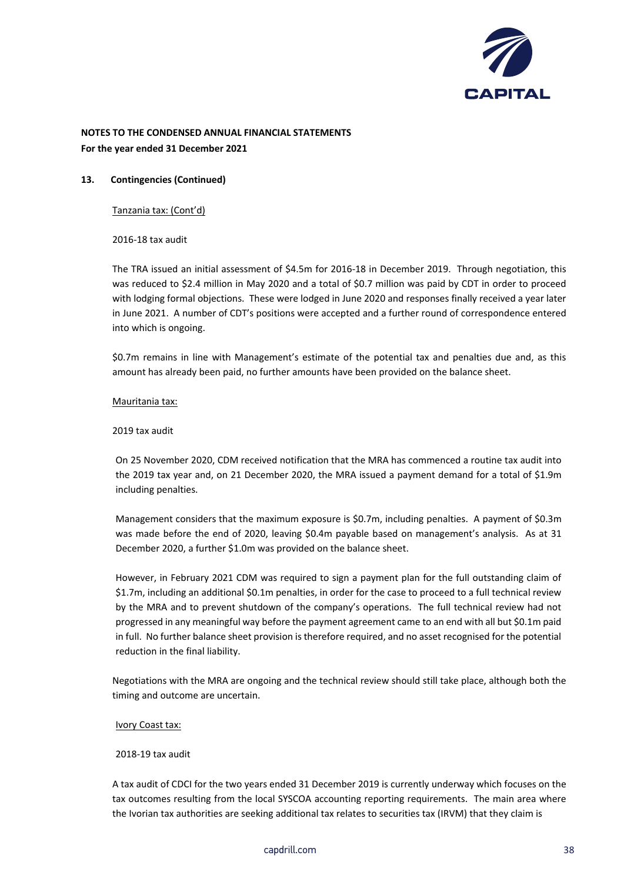**NOTES TO THE CONDENSED ANNUAL FINANCIAL STATEMENTS**
**For the year ended 31 December 2021**

**13. Contingencies (Continued)**

Tanzania tax: (Cont'd)

2016-18 tax audit

The TRA issued an initial assessment of $4.5m for 2016-18 in December 2019. Through negotiation, this was reduced to $2.4 million in May 2020 and a total of $0.7 million was paid by CDT in order to proceed with lodging formal objections. These were lodged in June 2020 and responses finally received a year later in June 2021. A number of CDT's positions were accepted and a further round of correspondence entered into which is ongoing.

$0.7m remains in line with Management's estimate of the potential tax and penalties due and, as this amount has already been paid, no further amounts have been provided on the balance sheet.

Mauritania tax:

2019 tax audit

On 25 November 2020, CDM received notification that the MRA has commenced a routine tax audit into the 2019 tax year and, on 21 December 2020, the MRA issued a payment demand for a total of $1.9m including penalties.

Management considers that the maximum exposure is $0.7m, including penalties. A payment of $0.3m was made before the end of 2020, leaving $0.4m payable based on management's analysis. As at 31 December 2020, a further $1.0m was provided on the balance sheet.

However, in February 2021 CDM was required to sign a payment plan for the full outstanding claim of $1.7m, including an additional $0.1m penalties, in order for the case to proceed to a full technical review by the MRA and to prevent shutdown of the company's operations. The full technical review had not progressed in any meaningful way before the payment agreement came to an end with all but $0.1m paid in full. No further balance sheet provision is therefore required, and no asset recognised for the potential reduction in the final liability.

Negotiations with the MRA are ongoing and the technical review should still take place, although both the timing and outcome are uncertain.

Ivory Coast tax:

2018-19 tax audit

A tax audit of CDCI for the two years ended 31 December 2019 is currently underway which focuses on the tax outcomes resulting from the local SYSCOA accounting reporting requirements. The main area where the Ivorian tax authorities are seeking additional tax relates to securities tax (IRVM) that they claim is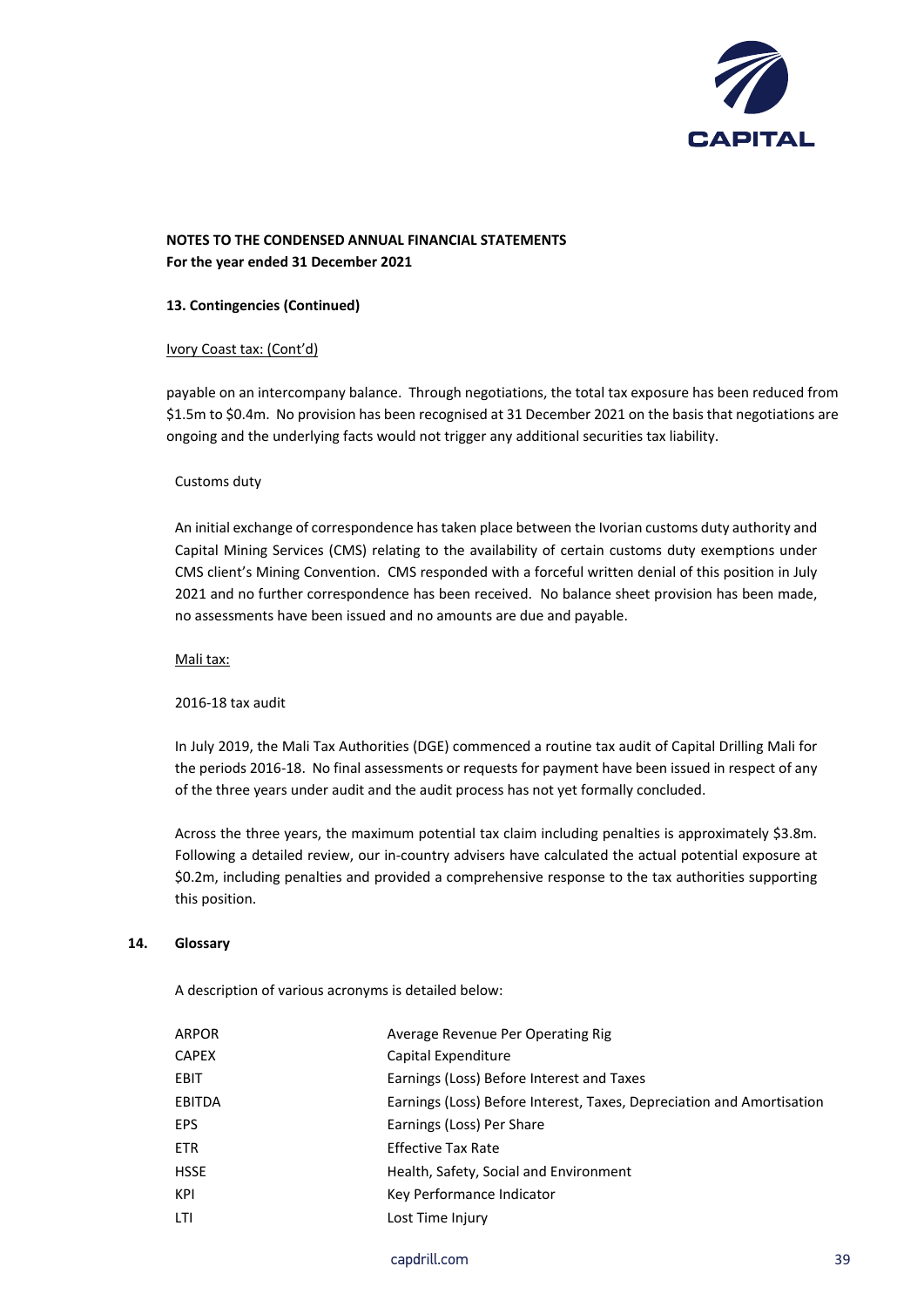**NOTES TO THE CONDENSED ANNUAL FINANCIAL STATEMENTS**
**For the year ended 31 December 2021**

**13. Contingencies (Continued)**

Ivory Coast tax: (Cont'd)

payable on an intercompany balance. Through negotiations, the total tax exposure has been reduced from \$1.5m to \$0.4m. No provision has been recognised at 31 December 2021 on the basis that negotiations are ongoing and the underlying facts would not trigger any additional securities tax liability.

Customs duty

An initial exchange of correspondence has taken place between the Ivorian customs duty authority and Capital Mining Services (CMS) relating to the availability of certain customs duty exemptions under CMS client's Mining Convention. CMS responded with a forceful written denial of this position in July 2021 and no further correspondence has been received. No balance sheet provision has been made, no assessments have been issued and no amounts are due and payable.

Mali tax:

2016-18 tax audit

In July 2019, the Mali Tax Authorities (DGE) commenced a routine tax audit of Capital Drilling Mali for the periods 2016-18. No final assessments or requests for payment have been issued in respect of any of the three years under audit and the audit process has not yet formally concluded.

Across the three years, the maximum potential tax claim including penalties is approximately \$3.8m. Following a detailed review, our in-country advisers have calculated the actual potential exposure at \$0.2m, including penalties and provided a comprehensive response to the tax authorities supporting this position.

**14. Glossary**

A description of various acronyms is detailed below:

| | |
|---|---|
| ARPOR | Average Revenue Per Operating Rig |
| CAPEX | Capital Expenditure |
| EBIT | Earnings (Loss) Before Interest and Taxes |
| EBITDA | Earnings (Loss) Before Interest, Taxes, Depreciation and Amortisation |
| EPS | Earnings (Loss) Per Share |
| ETR | Effective Tax Rate |
| HSSE | Health, Safety, Social and Environment |
| KPI | Key Performance Indicator |
| LTI | Lost Time Injury |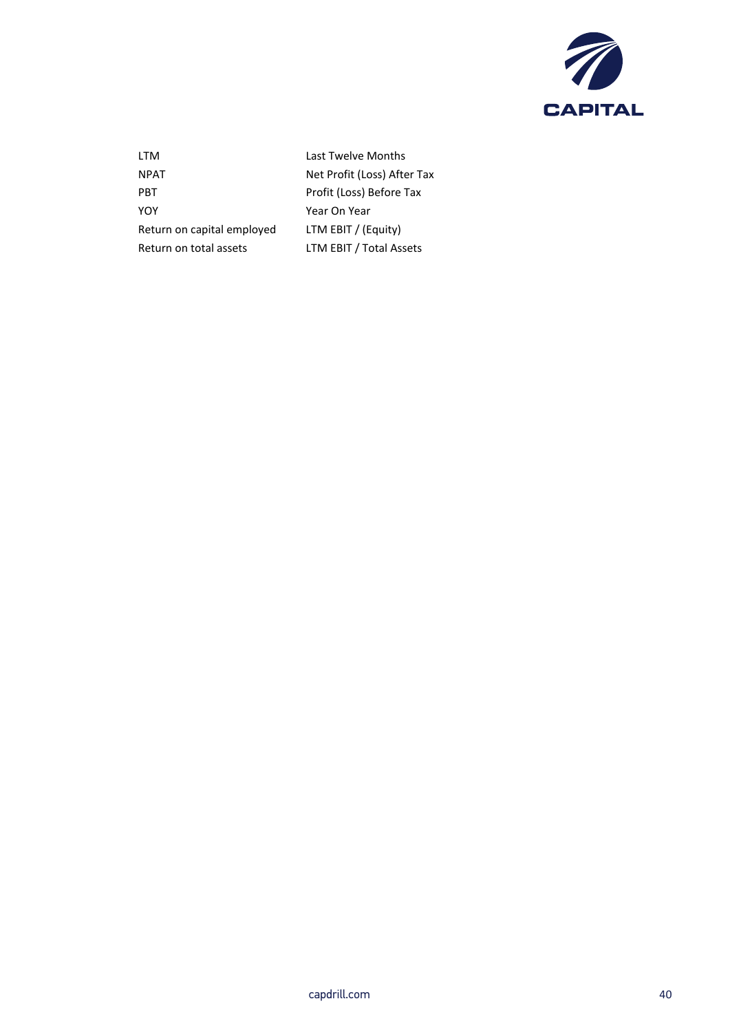| | |
|---|---|
| LTM | Last Twelve Months |
| NPAT | Net Profit (Loss) After Tax |
| PBT | Profit (Loss) Before Tax |
| YOY | Year On Year |
| Return on capital employed | LTM EBIT / (Equity) |
| Return on total assets | LTM EBIT / Total Assets |